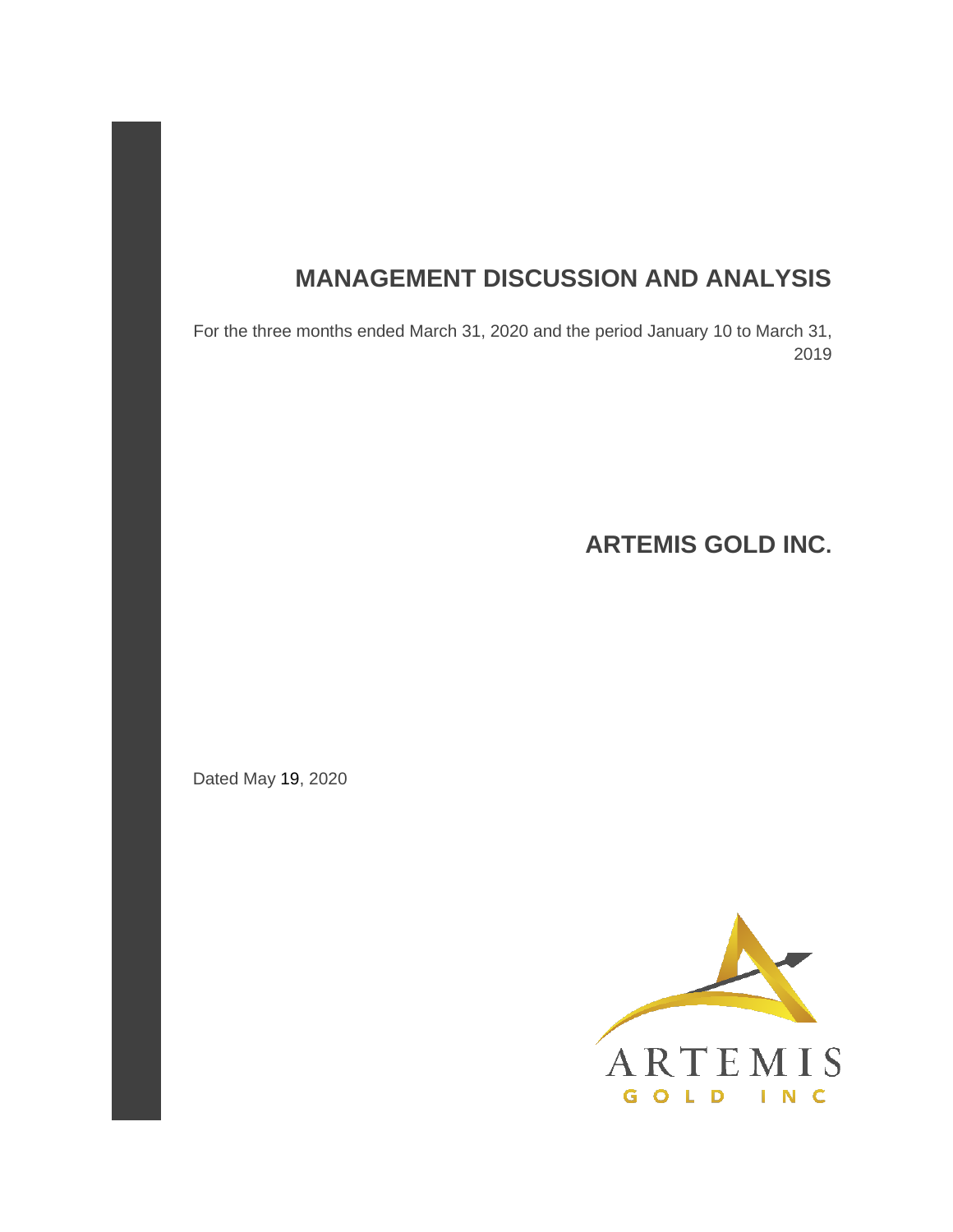# MANAGEMENT DISCUSSION AND ANALYSIS

For the three months ended March 31, 2020 and the period January 10 to March 31, 2019

## ARTEMIS GOLD INC.

Dated May 19, 2020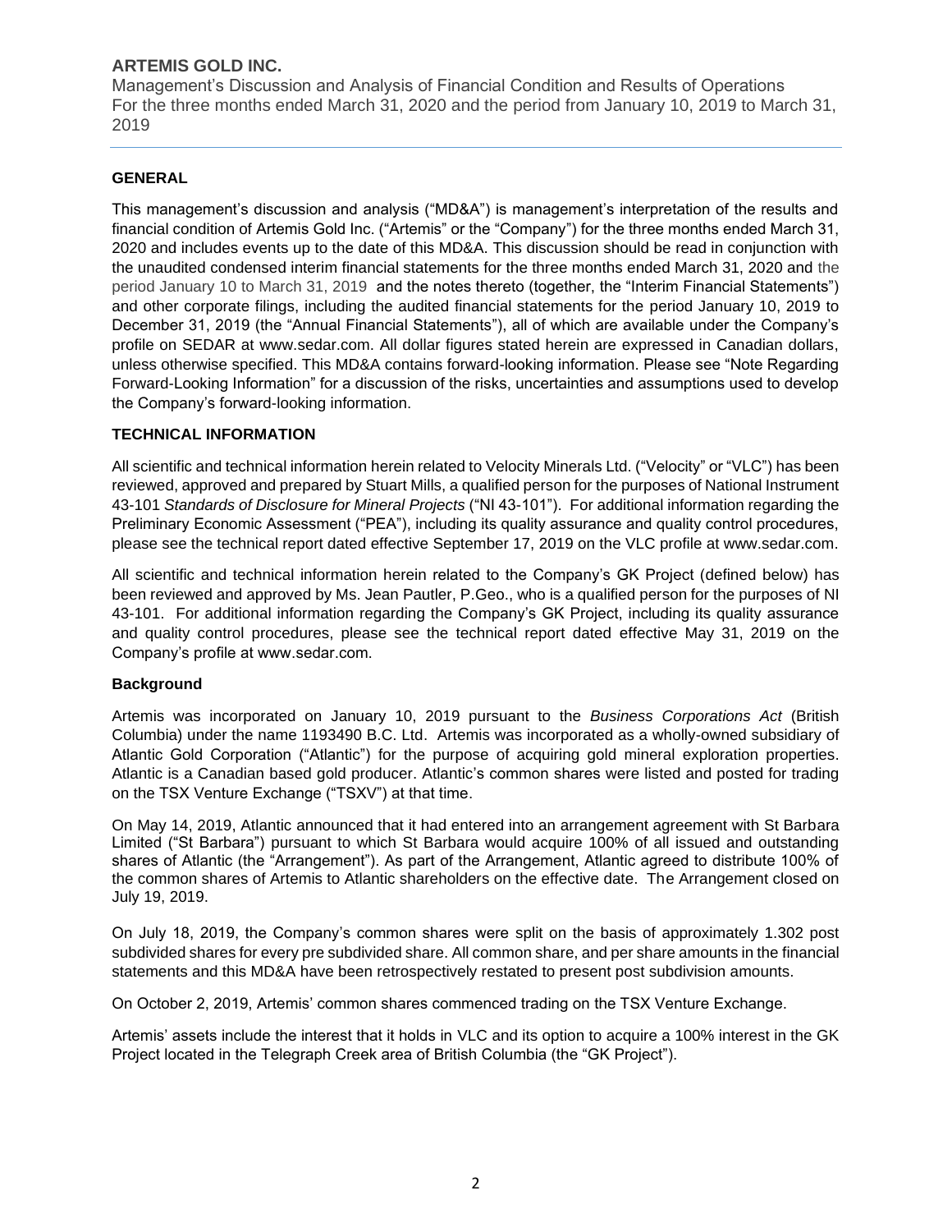## GENERAL

This management's discussion and analysis ("MD&A") is management's interpretation of the results and financial condition of Artemis Gold Inc. ("Artemis" or the "Company") for the three months ended March 31, 2020 and includes events up to the date of this MD&A. This discussion should be read in conjunction with the unaudited condensed interim financial statements for the three months ended March 31, 2020 and the period January 10 to March 31, 2019 and the notes thereto (together, the "Interim Financial Statements") and other corporate filings, including the audited financial statements for the period January 10, 2019 to December 31, 2019 (the "Annual Financial Statements"), all of which are available under the Company's profile on SEDAR at www.sedar.com. All dollar figures stated herein are expressed in Canadian dollars, unless otherwise specified. This MD&A contains forward-looking information. Please see "Note Regarding Forward-Looking Information" for a discussion of the risks, uncertainties and assumptions used to develop the Company's forward-looking information.

## TECHNICAL INFORMATION

All scientific and technical information herein related to Velocity Minerals Ltd. ("Velocity" or "VLC") has been reviewed, approved and prepared by Stuart Mills, a qualified person for the purposes of National Instrument 43-101 *Standards of Disclosure for Mineral Projects* ("NI 43-101"). For additional information regarding the Preliminary Economic Assessment ("PEA"), including its quality assurance and quality control procedures, please see the technical report dated effective September 17, 2019 on the VLC profile at www.sedar.com.

All scientific and technical information herein related to the Company's GK Project (defined below) has been reviewed and approved by Ms. Jean Pautler, P.Geo., who is a qualified person for the purposes of NI 43-101. For additional information regarding the Company's GK Project, including its quality assurance and quality control procedures, please see the technical report dated effective May 31, 2019 on the Company's profile at www.sedar.com.

### Background

Artemis was incorporated on January 10, 2019 pursuant to the *Business Corporations Act* (British Columbia) under the name 1193490 B.C. Ltd. Artemis was incorporated as a wholly-owned subsidiary of Atlantic Gold Corporation ("Atlantic") for the purpose of acquiring gold mineral exploration properties. Atlantic is a Canadian based gold producer. Atlantic's common shares were listed and posted for trading on the TSX Venture Exchange ("TSXV") at that time.

On May 14, 2019, Atlantic announced that it had entered into an arrangement agreement with St Barbara Limited ("St Barbara") pursuant to which St Barbara would acquire 100% of all issued and outstanding shares of Atlantic (the "Arrangement"). As part of the Arrangement, Atlantic agreed to distribute 100% of the common shares of Artemis to Atlantic shareholders on the effective date. The Arrangement closed on July 19, 2019.

On July 18, 2019, the Company's common shares were split on the basis of approximately 1.302 post subdivided shares for every pre subdivided share. All common share, and per share amounts in the financial statements and this MD&A have been retrospectively restated to present post subdivision amounts.

On October 2, 2019, Artemis' common shares commenced trading on the TSX Venture Exchange.

Artemis' assets include the interest that it holds in VLC and its option to acquire a 100% interest in the GK Project located in the Telegraph Creek area of British Columbia (the "GK Project").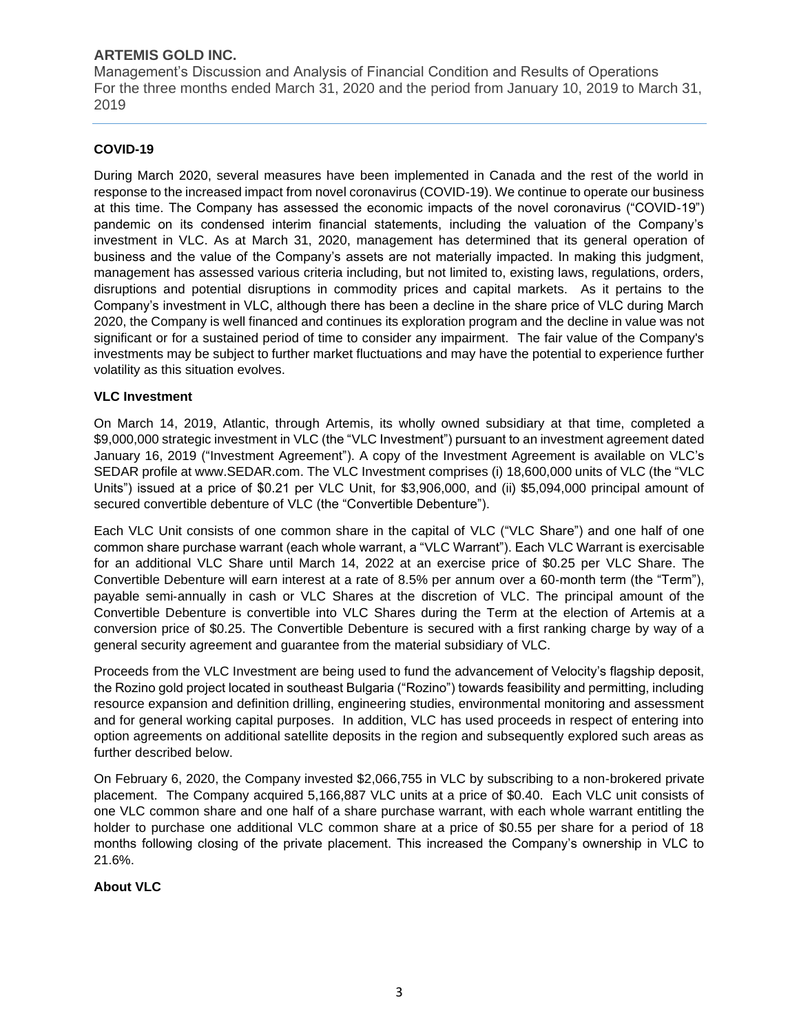## COVID-19

During March 2020, several measures have been implemented in Canada and the rest of the world in response to the increased impact from novel coronavirus (COVID-19). We continue to operate our business at this time. The Company has assessed the economic impacts of the novel coronavirus ("COVID-19") pandemic on its condensed interim financial statements, including the valuation of the Company's investment in VLC. As at March 31, 2020, management has determined that its general operation of business and the value of the Company's assets are not materially impacted. In making this judgment, management has assessed various criteria including, but not limited to, existing laws, regulations, orders, disruptions and potential disruptions in commodity prices and capital markets. As it pertains to the Company's investment in VLC, although there has been a decline in the share price of VLC during March 2020, the Company is well financed and continues its exploration program and the decline in value was not significant or for a sustained period of time to consider any impairment. The fair value of the Company's investments may be subject to further market fluctuations and may have the potential to experience further volatility as this situation evolves.

## VLC Investment

On March 14, 2019, Atlantic, through Artemis, its wholly owned subsidiary at that time, completed a $9,000,000 strategic investment in VLC (the "VLC Investment") pursuant to an investment agreement dated January 16, 2019 ("Investment Agreement"). A copy of the Investment Agreement is available on VLC's SEDAR profile at www.SEDAR.com. The VLC Investment comprises (i) 18,600,000 units of VLC (the "VLC Units") issued at a price of $0.21 per VLC Unit, for $3,906,000, and (ii) $5,094,000 principal amount of secured convertible debenture of VLC (the "Convertible Debenture").

Each VLC Unit consists of one common share in the capital of VLC ("VLC Share") and one half of one common share purchase warrant (each whole warrant, a "VLC Warrant"). Each VLC Warrant is exercisable for an additional VLC Share until March 14, 2022 at an exercise price of $0.25 per VLC Share. The Convertible Debenture will earn interest at a rate of 8.5% per annum over a 60-month term (the "Term"), payable semi-annually in cash or VLC Shares at the discretion of VLC. The principal amount of the Convertible Debenture is convertible into VLC Shares during the Term at the election of Artemis at a conversion price of $0.25. The Convertible Debenture is secured with a first ranking charge by way of a general security agreement and guarantee from the material subsidiary of VLC.

Proceeds from the VLC Investment are being used to fund the advancement of Velocity's flagship deposit, the Rozino gold project located in southeast Bulgaria ("Rozino") towards feasibility and permitting, including resource expansion and definition drilling, engineering studies, environmental monitoring and assessment and for general working capital purposes. In addition, VLC has used proceeds in respect of entering into option agreements on additional satellite deposits in the region and subsequently explored such areas as further described below.

On February 6, 2020, the Company invested $2,066,755 in VLC by subscribing to a non-brokered private placement. The Company acquired 5,166,887 VLC units at a price of $0.40. Each VLC unit consists of one VLC common share and one half of a share purchase warrant, with each whole warrant entitling the holder to purchase one additional VLC common share at a price of $0.55 per share for a period of 18 months following closing of the private placement. This increased the Company's ownership in VLC to 21.6%.

## About VLC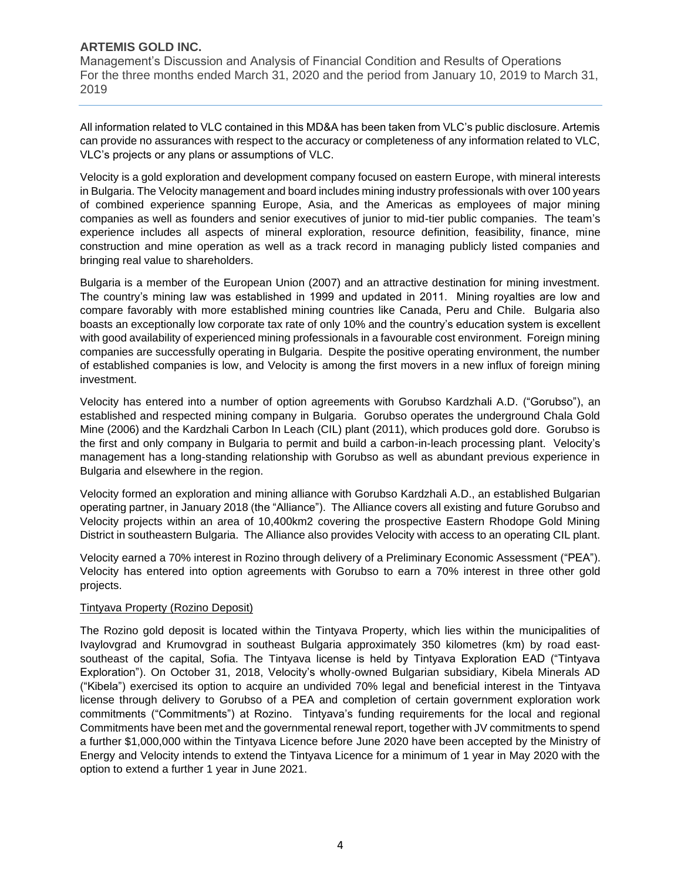All information related to VLC contained in this MD&A has been taken from VLC's public disclosure. Artemis can provide no assurances with respect to the accuracy or completeness of any information related to VLC, VLC's projects or any plans or assumptions of VLC.

Velocity is a gold exploration and development company focused on eastern Europe, with mineral interests in Bulgaria. The Velocity management and board includes mining industry professionals with over 100 years of combined experience spanning Europe, Asia, and the Americas as employees of major mining companies as well as founders and senior executives of junior to mid-tier public companies. The team's experience includes all aspects of mineral exploration, resource definition, feasibility, finance, mine construction and mine operation as well as a track record in managing publicly listed companies and bringing real value to shareholders.

Bulgaria is a member of the European Union (2007) and an attractive destination for mining investment. The country's mining law was established in 1999 and updated in 2011. Mining royalties are low and compare favorably with more established mining countries like Canada, Peru and Chile. Bulgaria also boasts an exceptionally low corporate tax rate of only 10% and the country's education system is excellent with good availability of experienced mining professionals in a favourable cost environment. Foreign mining companies are successfully operating in Bulgaria. Despite the positive operating environment, the number of established companies is low, and Velocity is among the first movers in a new influx of foreign mining investment.

Velocity has entered into a number of option agreements with Gorubso Kardzhali A.D. ("Gorubso"), an established and respected mining company in Bulgaria. Gorubso operates the underground Chala Gold Mine (2006) and the Kardzhali Carbon In Leach (CIL) plant (2011), which produces gold dore. Gorubso is the first and only company in Bulgaria to permit and build a carbon-in-leach processing plant. Velocity's management has a long-standing relationship with Gorubso as well as abundant previous experience in Bulgaria and elsewhere in the region.

Velocity formed an exploration and mining alliance with Gorubso Kardzhali A.D., an established Bulgarian operating partner, in January 2018 (the "Alliance"). The Alliance covers all existing and future Gorubso and Velocity projects within an area of 10,400km2 covering the prospective Eastern Rhodope Gold Mining District in southeastern Bulgaria. The Alliance also provides Velocity with access to an operating CIL plant.

Velocity earned a 70% interest in Rozino through delivery of a Preliminary Economic Assessment ("PEA"). Velocity has entered into option agreements with Gorubso to earn a 70% interest in three other gold projects.

Tintyava Property (Rozino Deposit)

The Rozino gold deposit is located within the Tintyava Property, which lies within the municipalities of Ivaylovgrad and Krumovgrad in southeast Bulgaria approximately 350 kilometres (km) by road east-southeast of the capital, Sofia. The Tintyava license is held by Tintyava Exploration EAD ("Tintyava Exploration"). On October 31, 2018, Velocity's wholly-owned Bulgarian subsidiary, Kibela Minerals AD ("Kibela") exercised its option to acquire an undivided 70% legal and beneficial interest in the Tintyava license through delivery to Gorubso of a PEA and completion of certain government exploration work commitments ("Commitments") at Rozino. Tintyava's funding requirements for the local and regional Commitments have been met and the governmental renewal report, together with JV commitments to spend a further $1,000,000 within the Tintyava Licence before June 2020 have been accepted by the Ministry of Energy and Velocity intends to extend the Tintyava Licence for a minimum of 1 year in May 2020 with the option to extend a further 1 year in June 2021.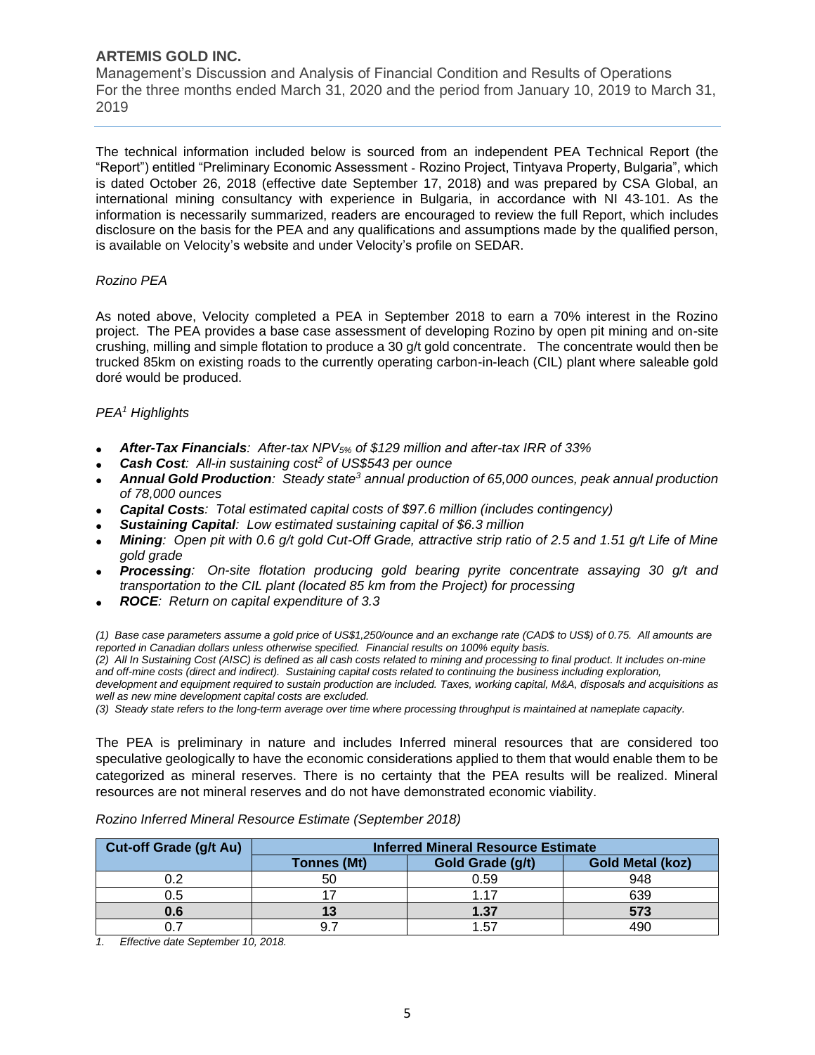The technical information included below is sourced from an independent PEA Technical Report (the "Report") entitled "Preliminary Economic Assessment - Rozino Project, Tintyava Property, Bulgaria", which is dated October 26, 2018 (effective date September 17, 2018) and was prepared by CSA Global, an international mining consultancy with experience in Bulgaria, in accordance with NI 43-101. As the information is necessarily summarized, readers are encouraged to review the full Report, which includes disclosure on the basis for the PEA and any qualifications and assumptions made by the qualified person, is available on Velocity's website and under Velocity's profile on SEDAR.

*Rozino PEA*

As noted above, Velocity completed a PEA in September 2018 to earn a 70% interest in the Rozino project. The PEA provides a base case assessment of developing Rozino by open pit mining and on-site crushing, milling and simple flotation to produce a 30 g/t gold concentrate. The concentrate would then be trucked 85km on existing roads to the currently operating carbon-in-leach (CIL) plant where saleable gold doré would be produced.

*PEA[1] Highlights*

- ***After-Tax Financials**: After-tax $NPV_{5\%}$ of $129 million and after-tax IRR of 33%*
- ***Cash Cost**: All-in sustaining cost[2] of US$543 per ounce*
- ***Annual Gold Production**: Steady state[3] annual production of 65,000 ounces, peak annual production of 78,000 ounces*
- ***Capital Costs**: Total estimated capital costs of $97.6 million (includes contingency)*
- ***Sustaining Capital**: Low estimated sustaining capital of $6.3 million*
- ***Mining**: Open pit with 0.6 g/t gold Cut-Off Grade, attractive strip ratio of 2.5 and 1.51 g/t Life of Mine gold grade*
- ***Processing**: On-site flotation producing gold bearing pyrite concentrate assaying 30 g/t and transportation to the CIL plant (located 85 km from the Project) for processing*
- ***ROCE**: Return on capital expenditure of 3.3*

*(1) Base case parameters assume a gold price of US$1,250/ounce and an exchange rate (CAD$ to US$) of 0.75. All amounts are reported in Canadian dollars unless otherwise specified. Financial results on 100% equity basis.*
*(2) All In Sustaining Cost (AISC) is defined as all cash costs related to mining and processing to final product. It includes on-mine and off-mine costs (direct and indirect). Sustaining capital costs related to continuing the business including exploration, development and equipment required to sustain production are included. Taxes, working capital, M&A, disposals and acquisitions as well as new mine development capital costs are excluded.*
*(3) Steady state refers to the long-term average over time where processing throughput is maintained at nameplate capacity.*

The PEA is preliminary in nature and includes Inferred mineral resources that are considered too speculative geologically to have the economic considerations applied to them that would enable them to be categorized as mineral reserves. There is no certainty that the PEA results will be realized. Mineral resources are not mineral reserves and do not have demonstrated economic viability.

*Rozino Inferred Mineral Resource Estimate (September 2018)*

| Cut-off Grade (g/t Au) | Inferred Mineral Resource Estimate | | |
|---|---|---|---|
| | Tonnes (Mt) | Gold Grade (g/t) | Gold Metal (koz) |
| 0.2 | 50 | 0.59 | 948 |
| 0.5 | 17 | 1.17 | 639 |
| **0.6** | **13** | **1.37** | **573** |
| 0.7 | 9.7 | 1.57 | 490 |

*1. Effective date September 10, 2018.*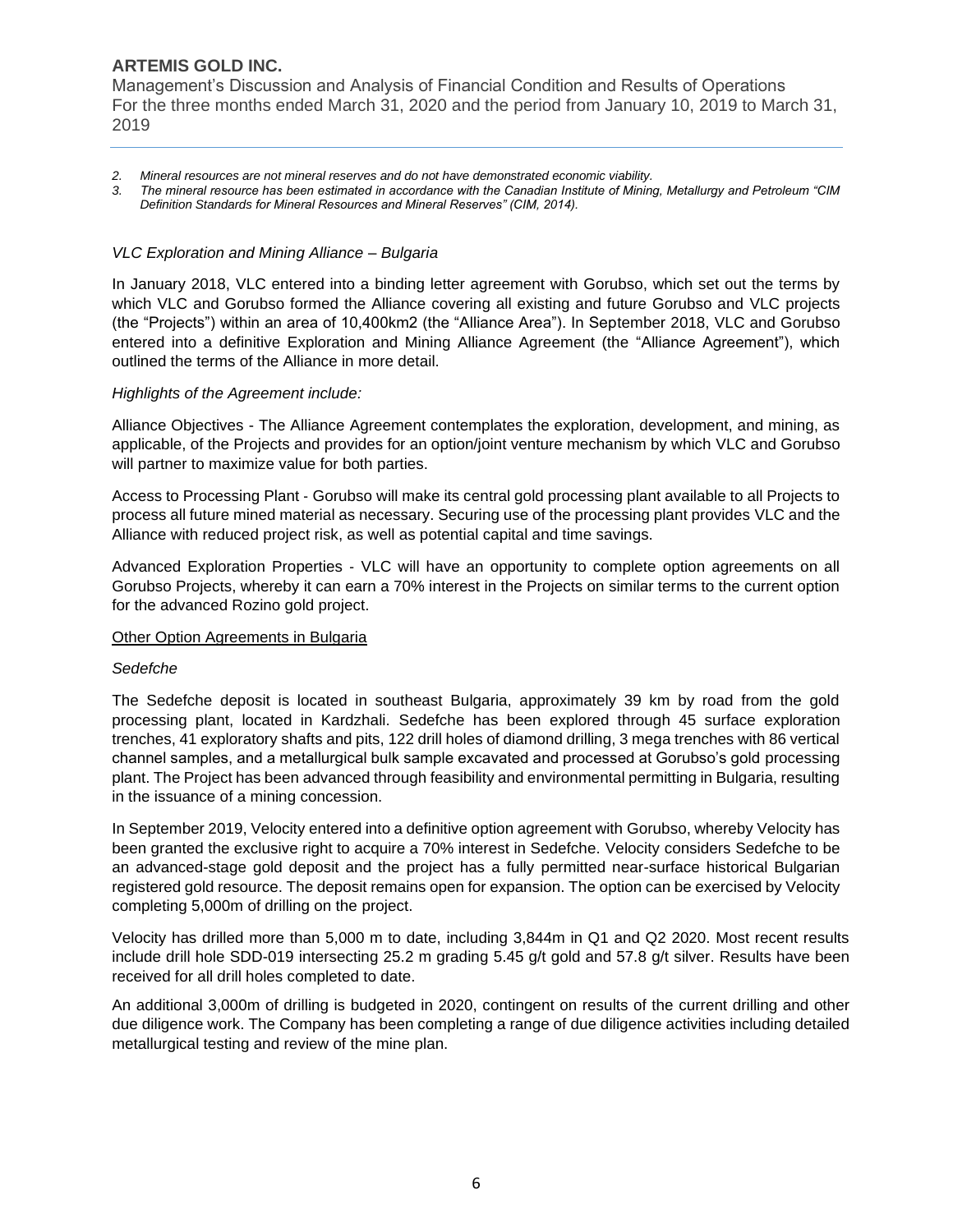2. *Mineral resources are not mineral reserves and do not have demonstrated economic viability.*
3. *The mineral resource has been estimated in accordance with the Canadian Institute of Mining, Metallurgy and Petroleum "CIM Definition Standards for Mineral Resources and Mineral Reserves" (CIM, 2014).*

*VLC Exploration and Mining Alliance – Bulgaria*

In January 2018, VLC entered into a binding letter agreement with Gorubso, which set out the terms by which VLC and Gorubso formed the Alliance covering all existing and future Gorubso and VLC projects (the "Projects") within an area of 10,400km2 (the "Alliance Area"). In September 2018, VLC and Gorubso entered into a definitive Exploration and Mining Alliance Agreement (the "Alliance Agreement"), which outlined the terms of the Alliance in more detail.

*Highlights of the Agreement include:*

Alliance Objectives - The Alliance Agreement contemplates the exploration, development, and mining, as applicable, of the Projects and provides for an option/joint venture mechanism by which VLC and Gorubso will partner to maximize value for both parties.

Access to Processing Plant - Gorubso will make its central gold processing plant available to all Projects to process all future mined material as necessary. Securing use of the processing plant provides VLC and the Alliance with reduced project risk, as well as potential capital and time savings.

Advanced Exploration Properties - VLC will have an opportunity to complete option agreements on all Gorubso Projects, whereby it can earn a 70% interest in the Projects on similar terms to the current option for the advanced Rozino gold project.

<u>Other Option Agreements in Bulgaria</u>

*Sedefche*

The Sedefche deposit is located in southeast Bulgaria, approximately 39 km by road from the gold processing plant, located in Kardzhali. Sedefche has been explored through 45 surface exploration trenches, 41 exploratory shafts and pits, 122 drill holes of diamond drilling, 3 mega trenches with 86 vertical channel samples, and a metallurgical bulk sample excavated and processed at Gorubso's gold processing plant. The Project has been advanced through feasibility and environmental permitting in Bulgaria, resulting in the issuance of a mining concession.

In September 2019, Velocity entered into a definitive option agreement with Gorubso, whereby Velocity has been granted the exclusive right to acquire a 70% interest in Sedefche. Velocity considers Sedefche to be an advanced-stage gold deposit and the project has a fully permitted near-surface historical Bulgarian registered gold resource. The deposit remains open for expansion. The option can be exercised by Velocity completing 5,000m of drilling on the project.

Velocity has drilled more than 5,000 m to date, including 3,844m in Q1 and Q2 2020. Most recent results include drill hole SDD-019 intersecting 25.2 m grading 5.45 g/t gold and 57.8 g/t silver. Results have been received for all drill holes completed to date.

An additional 3,000m of drilling is budgeted in 2020, contingent on results of the current drilling and other due diligence work. The Company has been completing a range of due diligence activities including detailed metallurgical testing and review of the mine plan.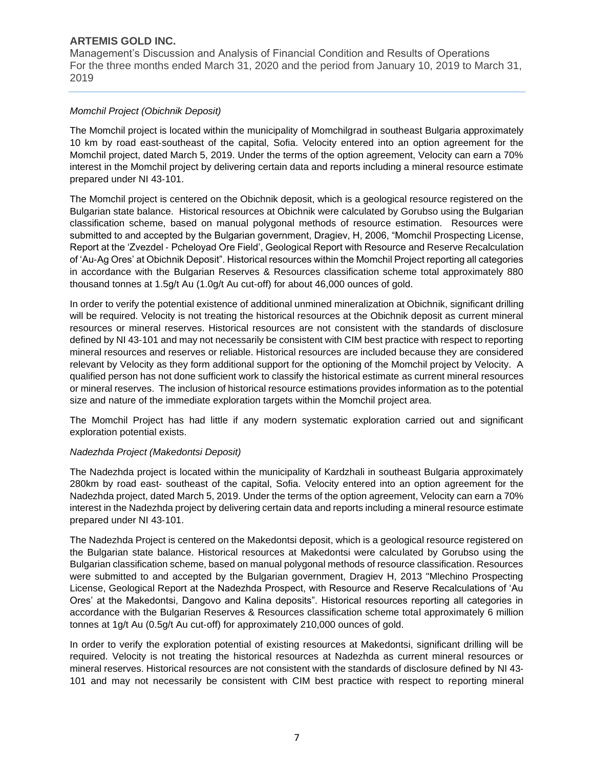*Momchil Project (Obichnik Deposit)*

The Momchil project is located within the municipality of Momchilgrad in southeast Bulgaria approximately 10 km by road east-southeast of the capital, Sofia. Velocity entered into an option agreement for the Momchil project, dated March 5, 2019. Under the terms of the option agreement, Velocity can earn a 70% interest in the Momchil project by delivering certain data and reports including a mineral resource estimate prepared under NI 43-101.

The Momchil project is centered on the Obichnik deposit, which is a geological resource registered on the Bulgarian state balance. Historical resources at Obichnik were calculated by Gorubso using the Bulgarian classification scheme, based on manual polygonal methods of resource estimation. Resources were submitted to and accepted by the Bulgarian government, Dragiev, H, 2006, "Momchil Prospecting License, Report at the 'Zvezdel - Pcheloyad Ore Field', Geological Report with Resource and Reserve Recalculation of 'Au-Ag Ores' at Obichnik Deposit". Historical resources within the Momchil Project reporting all categories in accordance with the Bulgarian Reserves & Resources classification scheme total approximately 880 thousand tonnes at 1.5g/t Au (1.0g/t Au cut-off) for about 46,000 ounces of gold.

In order to verify the potential existence of additional unmined mineralization at Obichnik, significant drilling will be required. Velocity is not treating the historical resources at the Obichnik deposit as current mineral resources or mineral reserves. Historical resources are not consistent with the standards of disclosure defined by NI 43-101 and may not necessarily be consistent with CIM best practice with respect to reporting mineral resources and reserves or reliable. Historical resources are included because they are considered relevant by Velocity as they form additional support for the optioning of the Momchil project by Velocity. A qualified person has not done sufficient work to classify the historical estimate as current mineral resources or mineral reserves. The inclusion of historical resource estimations provides information as to the potential size and nature of the immediate exploration targets within the Momchil project area.

The Momchil Project has had little if any modern systematic exploration carried out and significant exploration potential exists.

*Nadezhda Project (Makedontsi Deposit)*

The Nadezhda project is located within the municipality of Kardzhali in southeast Bulgaria approximately 280km by road east- southeast of the capital, Sofia. Velocity entered into an option agreement for the Nadezhda project, dated March 5, 2019. Under the terms of the option agreement, Velocity can earn a 70% interest in the Nadezhda project by delivering certain data and reports including a mineral resource estimate prepared under NI 43-101.

The Nadezhda Project is centered on the Makedontsi deposit, which is a geological resource registered on the Bulgarian state balance. Historical resources at Makedontsi were calculated by Gorubso using the Bulgarian classification scheme, based on manual polygonal methods of resource classification. Resources were submitted to and accepted by the Bulgarian government, Dragiev H, 2013 "Mlechino Prospecting License, Geological Report at the Nadezhda Prospect, with Resource and Reserve Recalculations of 'Au Ores' at the Makedontsi, Dangovo and Kalina deposits". Historical resources reporting all categories in accordance with the Bulgarian Reserves & Resources classification scheme total approximately 6 million tonnes at 1g/t Au (0.5g/t Au cut-off) for approximately 210,000 ounces of gold.

In order to verify the exploration potential of existing resources at Makedontsi, significant drilling will be required. Velocity is not treating the historical resources at Nadezhda as current mineral resources or mineral reserves. Historical resources are not consistent with the standards of disclosure defined by NI 43-101 and may not necessarily be consistent with CIM best practice with respect to reporting mineral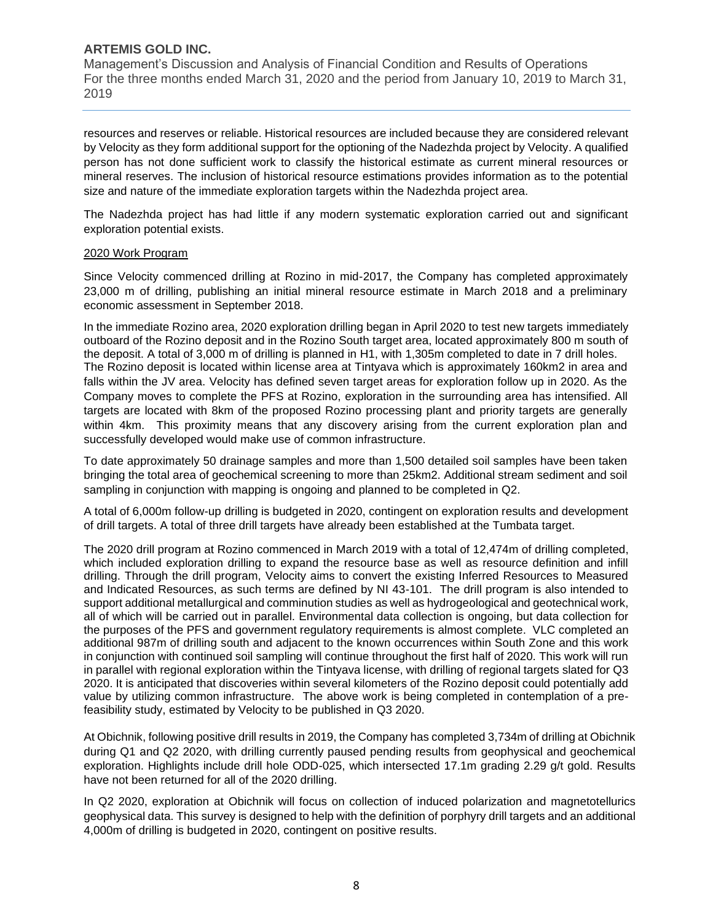resources and reserves or reliable. Historical resources are included because they are considered relevant by Velocity as they form additional support for the optioning of the Nadezhda project by Velocity. A qualified person has not done sufficient work to classify the historical estimate as current mineral resources or mineral reserves. The inclusion of historical resource estimations provides information as to the potential size and nature of the immediate exploration targets within the Nadezhda project area.

The Nadezhda project has had little if any modern systematic exploration carried out and significant exploration potential exists.

2020 Work Program

Since Velocity commenced drilling at Rozino in mid-2017, the Company has completed approximately 23,000 m of drilling, publishing an initial mineral resource estimate in March 2018 and a preliminary economic assessment in September 2018.

In the immediate Rozino area, 2020 exploration drilling began in April 2020 to test new targets immediately outboard of the Rozino deposit and in the Rozino South target area, located approximately 800 m south of the deposit. A total of 3,000 m of drilling is planned in H1, with 1,305m completed to date in 7 drill holes. The Rozino deposit is located within license area at Tintyava which is approximately 160km2 in area and falls within the JV area. Velocity has defined seven target areas for exploration follow up in 2020. As the Company moves to complete the PFS at Rozino, exploration in the surrounding area has intensified. All targets are located with 8km of the proposed Rozino processing plant and priority targets are generally within 4km. This proximity means that any discovery arising from the current exploration plan and successfully developed would make use of common infrastructure.

To date approximately 50 drainage samples and more than 1,500 detailed soil samples have been taken bringing the total area of geochemical screening to more than 25km2. Additional stream sediment and soil sampling in conjunction with mapping is ongoing and planned to be completed in Q2.

A total of 6,000m follow-up drilling is budgeted in 2020, contingent on exploration results and development of drill targets. A total of three drill targets have already been established at the Tumbata target.

The 2020 drill program at Rozino commenced in March 2019 with a total of 12,474m of drilling completed, which included exploration drilling to expand the resource base as well as resource definition and infill drilling. Through the drill program, Velocity aims to convert the existing Inferred Resources to Measured and Indicated Resources, as such terms are defined by NI 43-101. The drill program is also intended to support additional metallurgical and comminution studies as well as hydrogeological and geotechnical work, all of which will be carried out in parallel. Environmental data collection is ongoing, but data collection for the purposes of the PFS and government regulatory requirements is almost complete. VLC completed an additional 987m of drilling south and adjacent to the known occurrences within South Zone and this work in conjunction with continued soil sampling will continue throughout the first half of 2020. This work will run in parallel with regional exploration within the Tintyava license, with drilling of regional targets slated for Q3 2020. It is anticipated that discoveries within several kilometers of the Rozino deposit could potentially add value by utilizing common infrastructure. The above work is being completed in contemplation of a pre-feasibility study, estimated by Velocity to be published in Q3 2020.

At Obichnik, following positive drill results in 2019, the Company has completed 3,734m of drilling at Obichnik during Q1 and Q2 2020, with drilling currently paused pending results from geophysical and geochemical exploration. Highlights include drill hole ODD-025, which intersected 17.1m grading 2.29 g/t gold. Results have not been returned for all of the 2020 drilling.

In Q2 2020, exploration at Obichnik will focus on collection of induced polarization and magnetotellurics geophysical data. This survey is designed to help with the definition of porphyry drill targets and an additional 4,000m of drilling is budgeted in 2020, contingent on positive results.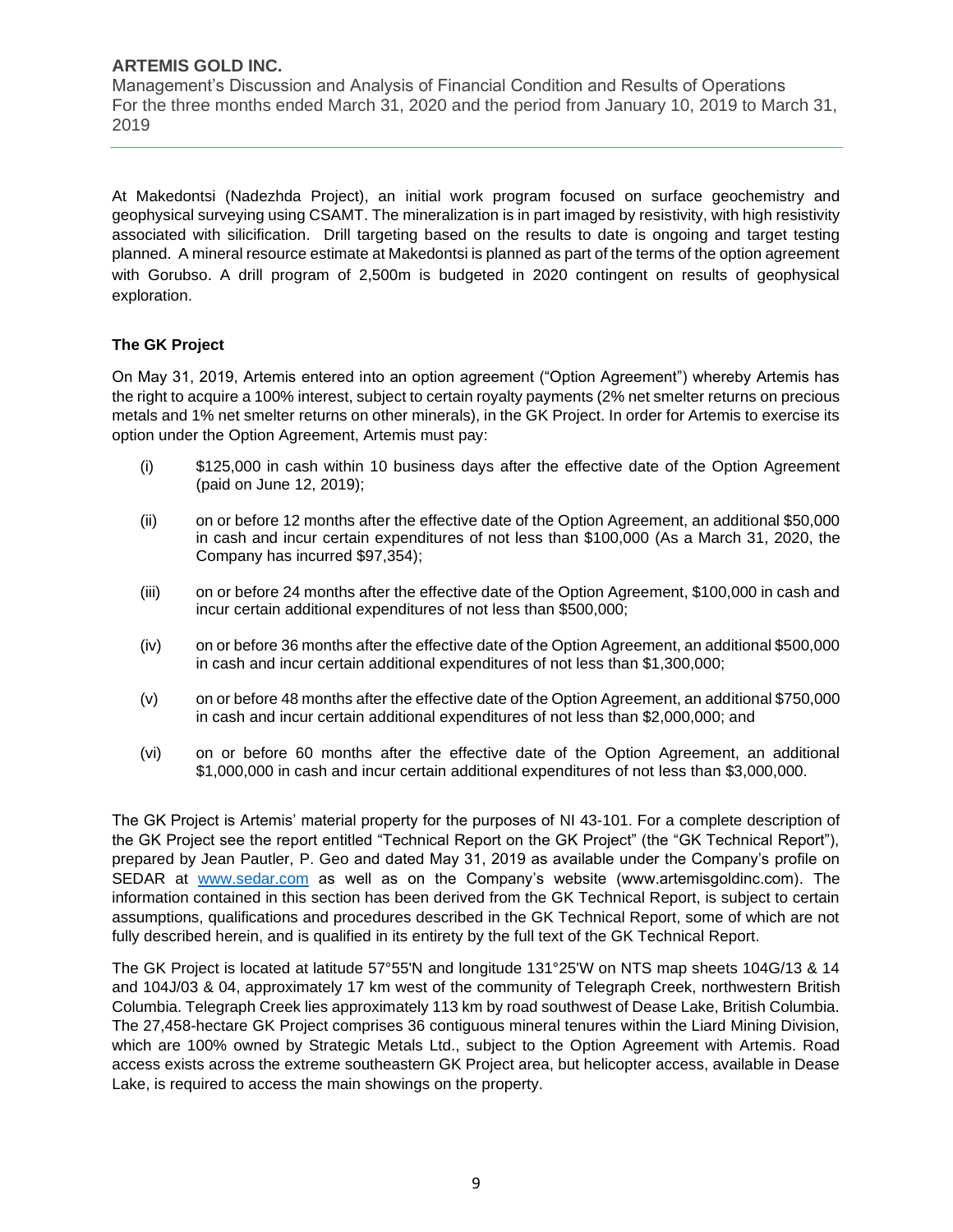At Makedontsi (Nadezhda Project), an initial work program focused on surface geochemistry and geophysical surveying using CSAMT. The mineralization is in part imaged by resistivity, with high resistivity associated with silicification. Drill targeting based on the results to date is ongoing and target testing planned. A mineral resource estimate at Makedontsi is planned as part of the terms of the option agreement with Gorubso. A drill program of 2,500m is budgeted in 2020 contingent on results of geophysical exploration.

**The GK Project**

On May 31, 2019, Artemis entered into an option agreement ("Option Agreement") whereby Artemis has the right to acquire a 100% interest, subject to certain royalty payments (2% net smelter returns on precious metals and 1% net smelter returns on other minerals), in the GK Project. In order for Artemis to exercise its option under the Option Agreement, Artemis must pay:

(i) $125,000 in cash within 10 business days after the effective date of the Option Agreement (paid on June 12, 2019);

(ii) on or before 12 months after the effective date of the Option Agreement, an additional $50,000 in cash and incur certain expenditures of not less than $100,000 (As a March 31, 2020, the Company has incurred $97,354);

(iii) on or before 24 months after the effective date of the Option Agreement, $100,000 in cash and incur certain additional expenditures of not less than $500,000;

(iv) on or before 36 months after the effective date of the Option Agreement, an additional $500,000 in cash and incur certain additional expenditures of not less than $1,300,000;

(v) on or before 48 months after the effective date of the Option Agreement, an additional $750,000 in cash and incur certain additional expenditures of not less than $2,000,000; and

(vi) on or before 60 months after the effective date of the Option Agreement, an additional $1,000,000 in cash and incur certain additional expenditures of not less than $3,000,000.

The GK Project is Artemis' material property for the purposes of NI 43-101. For a complete description of the GK Project see the report entitled "Technical Report on the GK Project" (the "GK Technical Report"), prepared by Jean Pautler, P. Geo and dated May 31, 2019 as available under the Company's profile on SEDAR at www.sedar.com as well as on the Company's website (www.artemisgoldinc.com). The information contained in this section has been derived from the GK Technical Report, is subject to certain assumptions, qualifications and procedures described in the GK Technical Report, some of which are not fully described herein, and is qualified in its entirety by the full text of the GK Technical Report.

The GK Project is located at latitude 57°55'N and longitude 131°25'W on NTS map sheets 104G/13 & 14 and 104J/03 & 04, approximately 17 km west of the community of Telegraph Creek, northwestern British Columbia. Telegraph Creek lies approximately 113 km by road southwest of Dease Lake, British Columbia. The 27,458-hectare GK Project comprises 36 contiguous mineral tenures within the Liard Mining Division, which are 100% owned by Strategic Metals Ltd., subject to the Option Agreement with Artemis. Road access exists across the extreme southeastern GK Project area, but helicopter access, available in Dease Lake, is required to access the main showings on the property.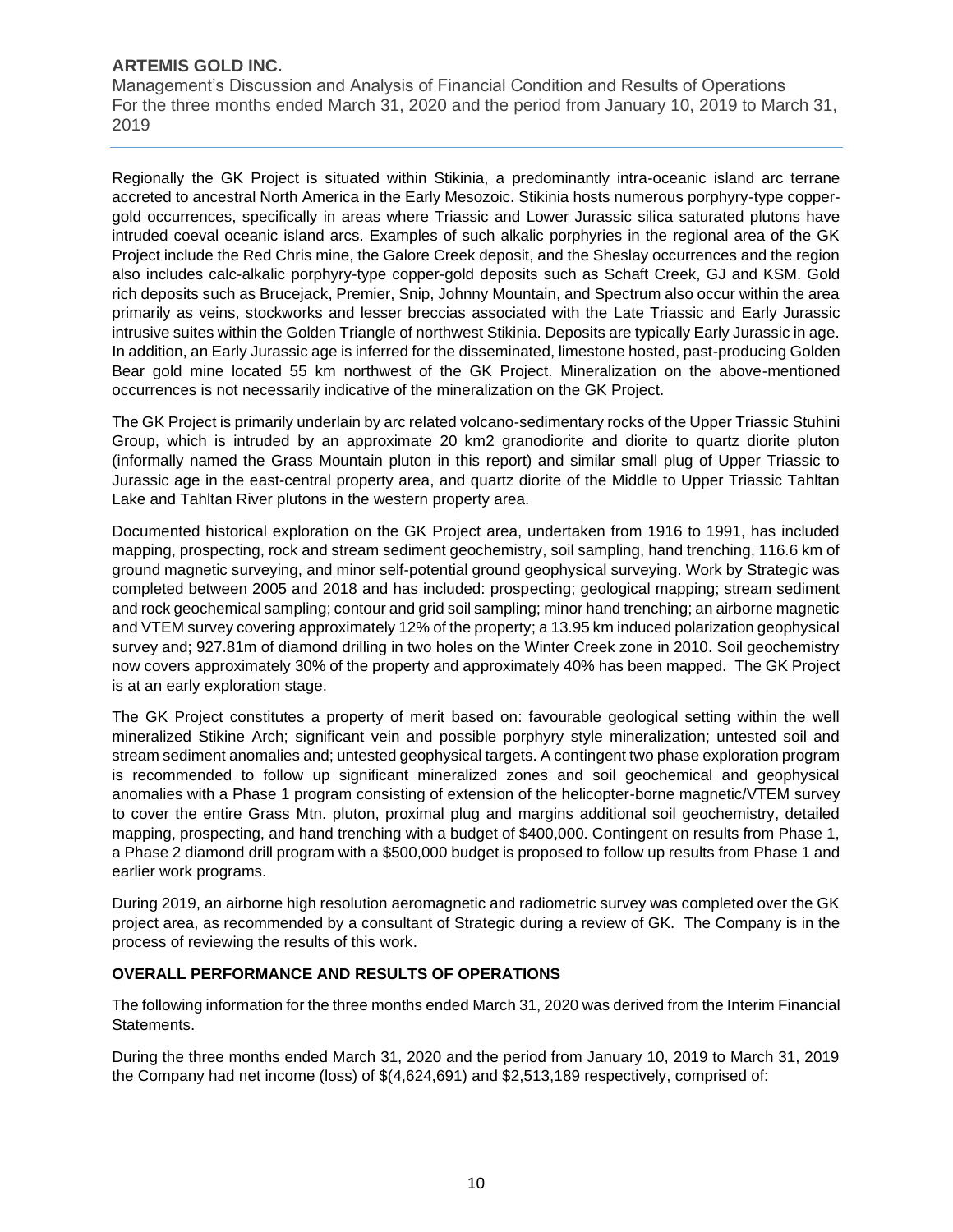Regionally the GK Project is situated within Stikinia, a predominantly intra-oceanic island arc terrane accreted to ancestral North America in the Early Mesozoic. Stikinia hosts numerous porphyry-type copper-gold occurrences, specifically in areas where Triassic and Lower Jurassic silica saturated plutons have intruded coeval oceanic island arcs. Examples of such alkalic porphyries in the regional area of the GK Project include the Red Chris mine, the Galore Creek deposit, and the Sheslay occurrences and the region also includes calc-alkalic porphyry-type copper-gold deposits such as Schaft Creek, GJ and KSM. Gold rich deposits such as Brucejack, Premier, Snip, Johnny Mountain, and Spectrum also occur within the area primarily as veins, stockworks and lesser breccias associated with the Late Triassic and Early Jurassic intrusive suites within the Golden Triangle of northwest Stikinia. Deposits are typically Early Jurassic in age. In addition, an Early Jurassic age is inferred for the disseminated, limestone hosted, past-producing Golden Bear gold mine located 55 km northwest of the GK Project. Mineralization on the above-mentioned occurrences is not necessarily indicative of the mineralization on the GK Project.

The GK Project is primarily underlain by arc related volcano-sedimentary rocks of the Upper Triassic Stuhini Group, which is intruded by an approximate 20 km2 granodiorite and diorite to quartz diorite pluton (informally named the Grass Mountain pluton in this report) and similar small plug of Upper Triassic to Jurassic age in the east-central property area, and quartz diorite of the Middle to Upper Triassic Tahltan Lake and Tahltan River plutons in the western property area.

Documented historical exploration on the GK Project area, undertaken from 1916 to 1991, has included mapping, prospecting, rock and stream sediment geochemistry, soil sampling, hand trenching, 116.6 km of ground magnetic surveying, and minor self-potential ground geophysical surveying. Work by Strategic was completed between 2005 and 2018 and has included: prospecting; geological mapping; stream sediment and rock geochemical sampling; contour and grid soil sampling; minor hand trenching; an airborne magnetic and VTEM survey covering approximately 12% of the property; a 13.95 km induced polarization geophysical survey and; 927.81m of diamond drilling in two holes on the Winter Creek zone in 2010. Soil geochemistry now covers approximately 30% of the property and approximately 40% has been mapped. The GK Project is at an early exploration stage.

The GK Project constitutes a property of merit based on: favourable geological setting within the well mineralized Stikine Arch; significant vein and possible porphyry style mineralization; untested soil and stream sediment anomalies and; untested geophysical targets. A contingent two phase exploration program is recommended to follow up significant mineralized zones and soil geochemical and geophysical anomalies with a Phase 1 program consisting of extension of the helicopter-borne magnetic/VTEM survey to cover the entire Grass Mtn. pluton, proximal plug and margins additional soil geochemistry, detailed mapping, prospecting, and hand trenching with a budget of $400,000. Contingent on results from Phase 1, a Phase 2 diamond drill program with a $500,000 budget is proposed to follow up results from Phase 1 and earlier work programs.

During 2019, an airborne high resolution aeromagnetic and radiometric survey was completed over the GK project area, as recommended by a consultant of Strategic during a review of GK. The Company is in the process of reviewing the results of this work.

## OVERALL PERFORMANCE AND RESULTS OF OPERATIONS

The following information for the three months ended March 31, 2020 was derived from the Interim Financial Statements.

During the three months ended March 31, 2020 and the period from January 10, 2019 to March 31, 2019 the Company had net income (loss) of $(4,624,691) and $2,513,189 respectively, comprised of: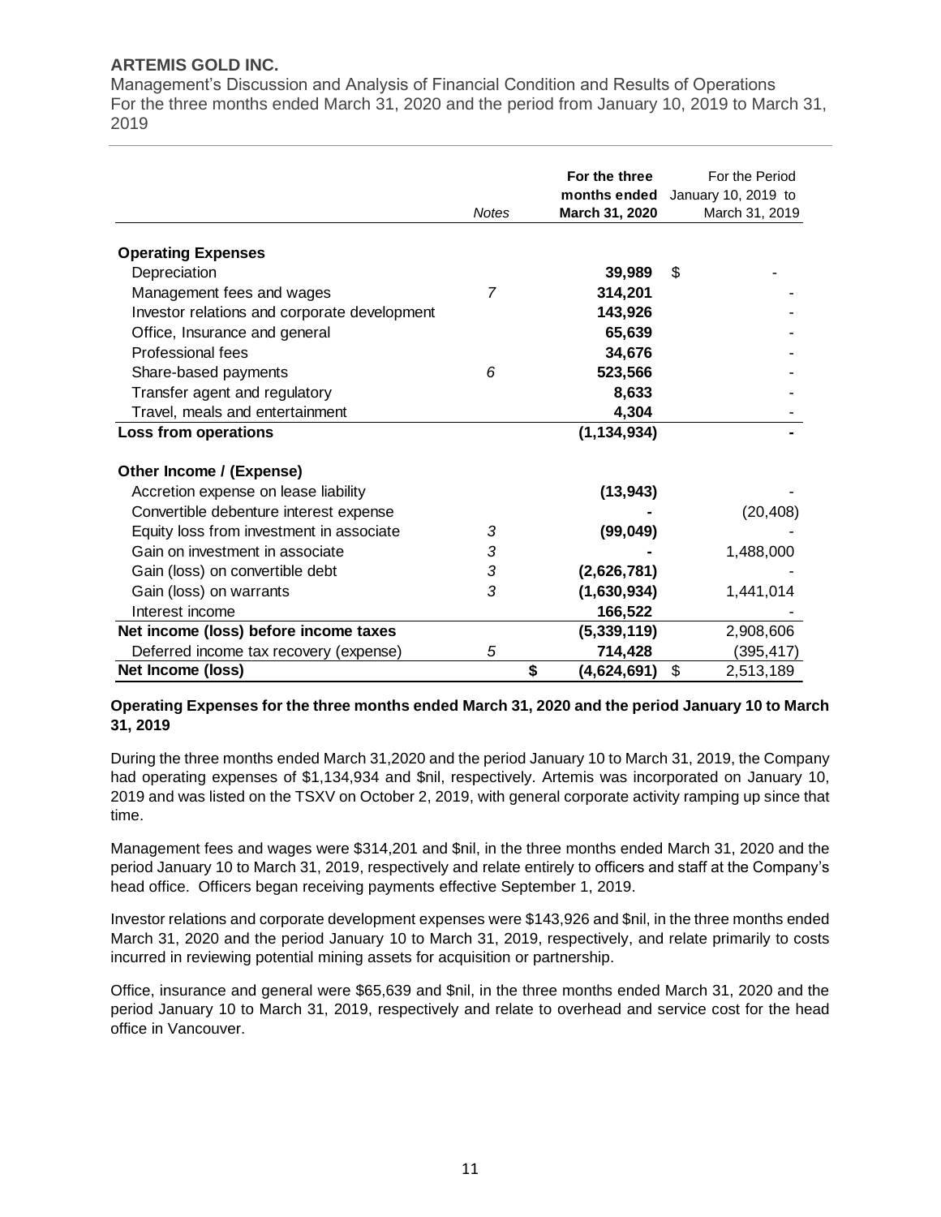|  | *Notes* | **For the three months ended March 31, 2020** | For the Period January 10, 2019 to March 31, 2019 |
|---|---|---|---|
| **Operating Expenses** |  |  |  |
| Depreciation |  | **39,989** | $ - |
| Management fees and wages | *7* | **314,201** | - |
| Investor relations and corporate development |  | **143,926** | - |
| Office, Insurance and general |  | **65,639** | - |
| Professional fees |  | **34,676** | - |
| Share-based payments | *6* | **523,566** | - |
| Transfer agent and regulatory |  | **8,633** | - |
| Travel, meals and entertainment |  | **4,304** | - |
| **Loss from operations** |  | **(1,134,934)** | **-** |
| **Other Income / (Expense)** |  |  |  |
| Accretion expense on lease liability |  | **(13,943)** | - |
| Convertible debenture interest expense |  | **-** | (20,408) |
| Equity loss from investment in associate | *3* | **(99,049)** | - |
| Gain on investment in associate | *3* | **-** | 1,488,000 |
| Gain (loss) on convertible debt | *3* | **(2,626,781)** | - |
| Gain (loss) on warrants | *3* | **(1,630,934)** | 1,441,014 |
| Interest income |  | **166,522** | - |
| **Net income (loss) before income taxes** |  | **(5,339,119)** | 2,908,606 |
| Deferred income tax recovery (expense) | *5* | **714,428** | (395,417) |
| **Net Income (loss)** |  | **$ (4,624,691)** | $ 2,513,189 |

**Operating Expenses for the three months ended March 31, 2020 and the period January 10 to March 31, 2019**

During the three months ended March 31,2020 and the period January 10 to March 31, 2019, the Company had operating expenses of $1,134,934 and $nil, respectively. Artemis was incorporated on January 10, 2019 and was listed on the TSXV on October 2, 2019, with general corporate activity ramping up since that time.

Management fees and wages were $314,201 and $nil, in the three months ended March 31, 2020 and the period January 10 to March 31, 2019, respectively and relate entirely to officers and staff at the Company's head office. Officers began receiving payments effective September 1, 2019.

Investor relations and corporate development expenses were $143,926 and $nil, in the three months ended March 31, 2020 and the period January 10 to March 31, 2019, respectively, and relate primarily to costs incurred in reviewing potential mining assets for acquisition or partnership.

Office, insurance and general were $65,639 and $nil, in the three months ended March 31, 2020 and the period January 10 to March 31, 2019, respectively and relate to overhead and service cost for the head office in Vancouver.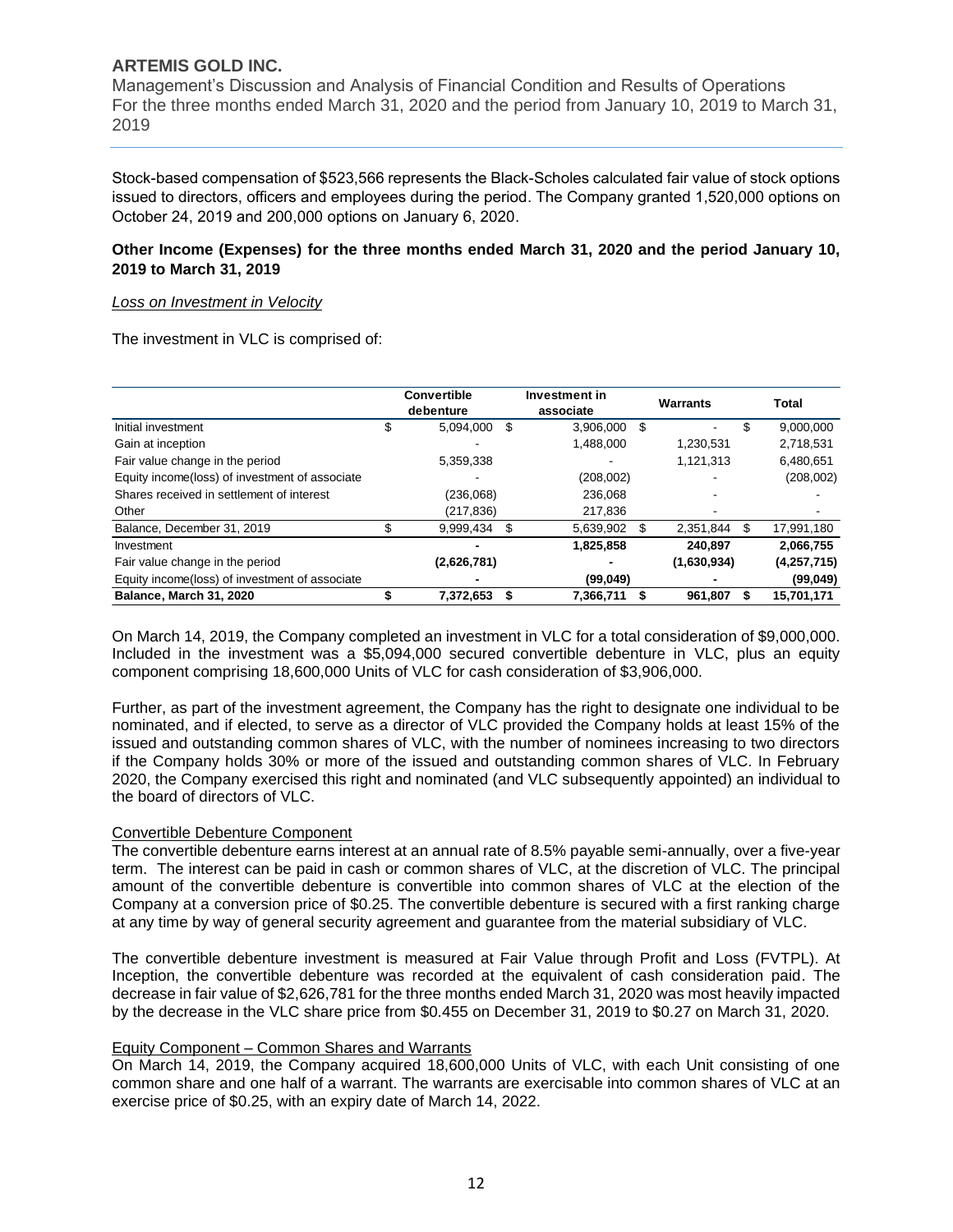Stock-based compensation of $523,566 represents the Black-Scholes calculated fair value of stock options issued to directors, officers and employees during the period. The Company granted 1,520,000 options on October 24, 2019 and 200,000 options on January 6, 2020.

### Other Income (Expenses) for the three months ended March 31, 2020 and the period January 10, 2019 to March 31, 2019

*Loss on Investment in Velocity*

The investment in VLC is comprised of:

| | Convertible debenture | Investment in associate | Warrants | Total |
|---|---|---|---|---|
| Initial investment | $ 5,094,000 | $ 3,906,000 | $ - | $ 9,000,000 |
| Gain at inception | - | 1,488,000 | 1,230,531 | 2,718,531 |
| Fair value change in the period | 5,359,338 | - | 1,121,313 | 6,480,651 |
| Equity income(loss) of investment of associate | - | (208,002) | - | (208,002) |
| Shares received in settlement of interest | (236,068) | 236,068 | - | - |
| Other | (217,836) | 217,836 | - | - |
| Balance, December 31, 2019 | $ 9,999,434 | $ 5,639,902 | $ 2,351,844 | $ 17,991,180 |
| Investment | **-** | **1,825,858** | **240,897** | **2,066,755** |
| Fair value change in the period | **(2,626,781)** | **-** | **(1,630,934)** | **(4,257,715)** |
| Equity income(loss) of investment of associate | **-** | **(99,049)** | **-** | **(99,049)** |
| **Balance, March 31, 2020** | **$ 7,372,653** | **$ 7,366,711** | **$ 961,807** | **$ 15,701,171** |

On March 14, 2019, the Company completed an investment in VLC for a total consideration of $9,000,000. Included in the investment was a $5,094,000 secured convertible debenture in VLC, plus an equity component comprising 18,600,000 Units of VLC for cash consideration of $3,906,000.

Further, as part of the investment agreement, the Company has the right to designate one individual to be nominated, and if elected, to serve as a director of VLC provided the Company holds at least 15% of the issued and outstanding common shares of VLC, with the number of nominees increasing to two directors if the Company holds 30% or more of the issued and outstanding common shares of VLC. In February 2020, the Company exercised this right and nominated (and VLC subsequently appointed) an individual to the board of directors of VLC.

Convertible Debenture Component

The convertible debenture earns interest at an annual rate of 8.5% payable semi-annually, over a five-year term. The interest can be paid in cash or common shares of VLC, at the discretion of VLC. The principal amount of the convertible debenture is convertible into common shares of VLC at the election of the Company at a conversion price of $0.25. The convertible debenture is secured with a first ranking charge at any time by way of general security agreement and guarantee from the material subsidiary of VLC.

The convertible debenture investment is measured at Fair Value through Profit and Loss (FVTPL). At Inception, the convertible debenture was recorded at the equivalent of cash consideration paid. The decrease in fair value of $2,626,781 for the three months ended March 31, 2020 was most heavily impacted by the decrease in the VLC share price from $0.455 on December 31, 2019 to $0.27 on March 31, 2020.

Equity Component – Common Shares and Warrants

On March 14, 2019, the Company acquired 18,600,000 Units of VLC, with each Unit consisting of one common share and one half of a warrant. The warrants are exercisable into common shares of VLC at an exercise price of $0.25, with an expiry date of March 14, 2022.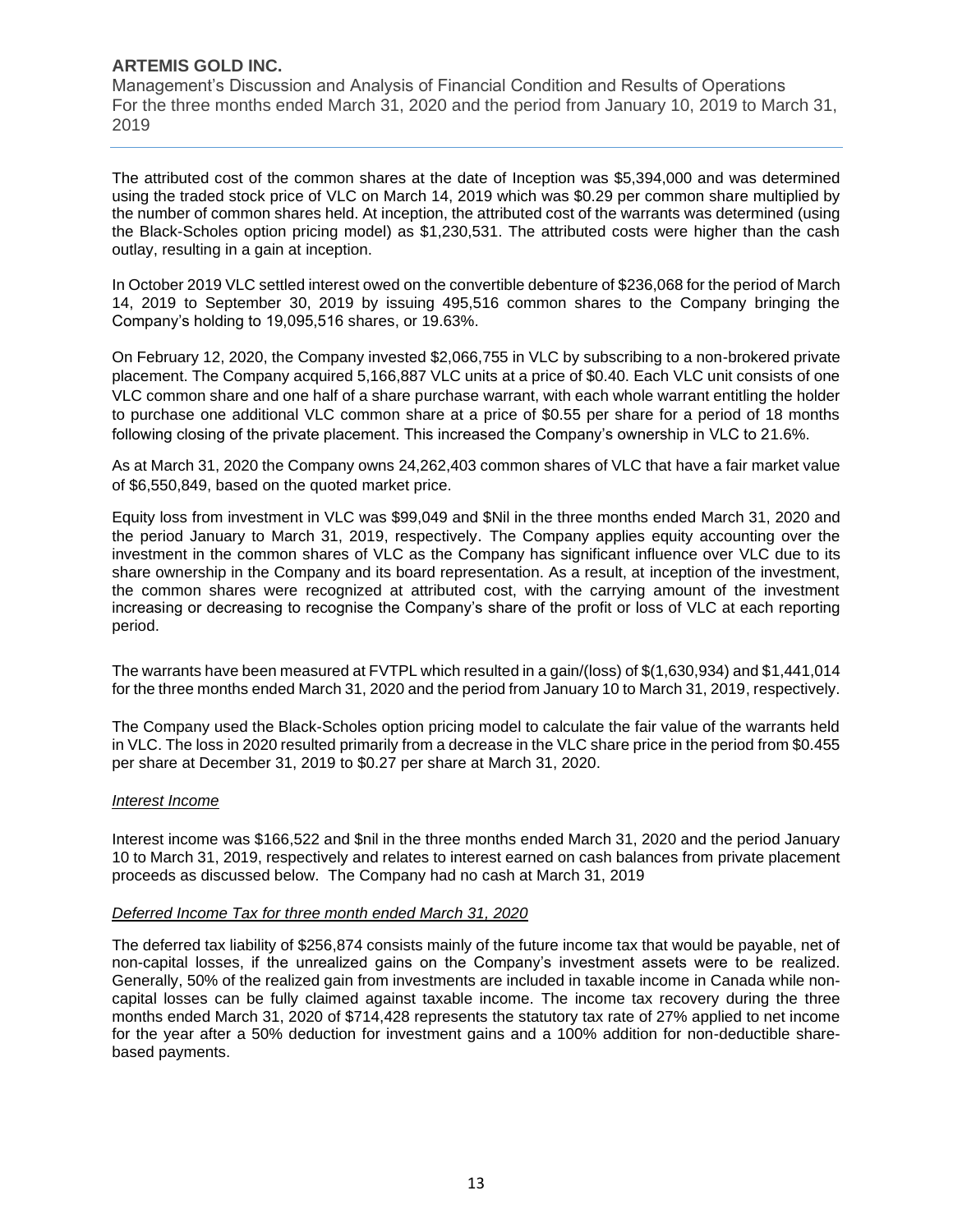The attributed cost of the common shares at the date of Inception was $5,394,000 and was determined using the traded stock price of VLC on March 14, 2019 which was $0.29 per common share multiplied by the number of common shares held. At inception, the attributed cost of the warrants was determined (using the Black-Scholes option pricing model) as $1,230,531. The attributed costs were higher than the cash outlay, resulting in a gain at inception.

In October 2019 VLC settled interest owed on the convertible debenture of $236,068 for the period of March 14, 2019 to September 30, 2019 by issuing 495,516 common shares to the Company bringing the Company's holding to 19,095,516 shares, or 19.63%.

On February 12, 2020, the Company invested $2,066,755 in VLC by subscribing to a non-brokered private placement. The Company acquired 5,166,887 VLC units at a price of $0.40. Each VLC unit consists of one VLC common share and one half of a share purchase warrant, with each whole warrant entitling the holder to purchase one additional VLC common share at a price of $0.55 per share for a period of 18 months following closing of the private placement. This increased the Company's ownership in VLC to 21.6%.

As at March 31, 2020 the Company owns 24,262,403 common shares of VLC that have a fair market value of $6,550,849, based on the quoted market price.

Equity loss from investment in VLC was $99,049 and $Nil in the three months ended March 31, 2020 and the period January to March 31, 2019, respectively. The Company applies equity accounting over the investment in the common shares of VLC as the Company has significant influence over VLC due to its share ownership in the Company and its board representation. As a result, at inception of the investment, the common shares were recognized at attributed cost, with the carrying amount of the investment increasing or decreasing to recognise the Company's share of the profit or loss of VLC at each reporting period.

The warrants have been measured at FVTPL which resulted in a gain/(loss) of $(1,630,934) and $1,441,014 for the three months ended March 31, 2020 and the period from January 10 to March 31, 2019, respectively.

The Company used the Black-Scholes option pricing model to calculate the fair value of the warrants held in VLC. The loss in 2020 resulted primarily from a decrease in the VLC share price in the period from $0.455 per share at December 31, 2019 to $0.27 per share at March 31, 2020.

*Interest Income*

Interest income was $166,522 and $nil in the three months ended March 31, 2020 and the period January 10 to March 31, 2019, respectively and relates to interest earned on cash balances from private placement proceeds as discussed below. The Company had no cash at March 31, 2019

*Deferred Income Tax for three month ended March 31, 2020*

The deferred tax liability of $256,874 consists mainly of the future income tax that would be payable, net of non-capital losses, if the unrealized gains on the Company's investment assets were to be realized. Generally, 50% of the realized gain from investments are included in taxable income in Canada while non-capital losses can be fully claimed against taxable income. The income tax recovery during the three months ended March 31, 2020 of $714,428 represents the statutory tax rate of 27% applied to net income for the year after a 50% deduction for investment gains and a 100% addition for non-deductible share-based payments.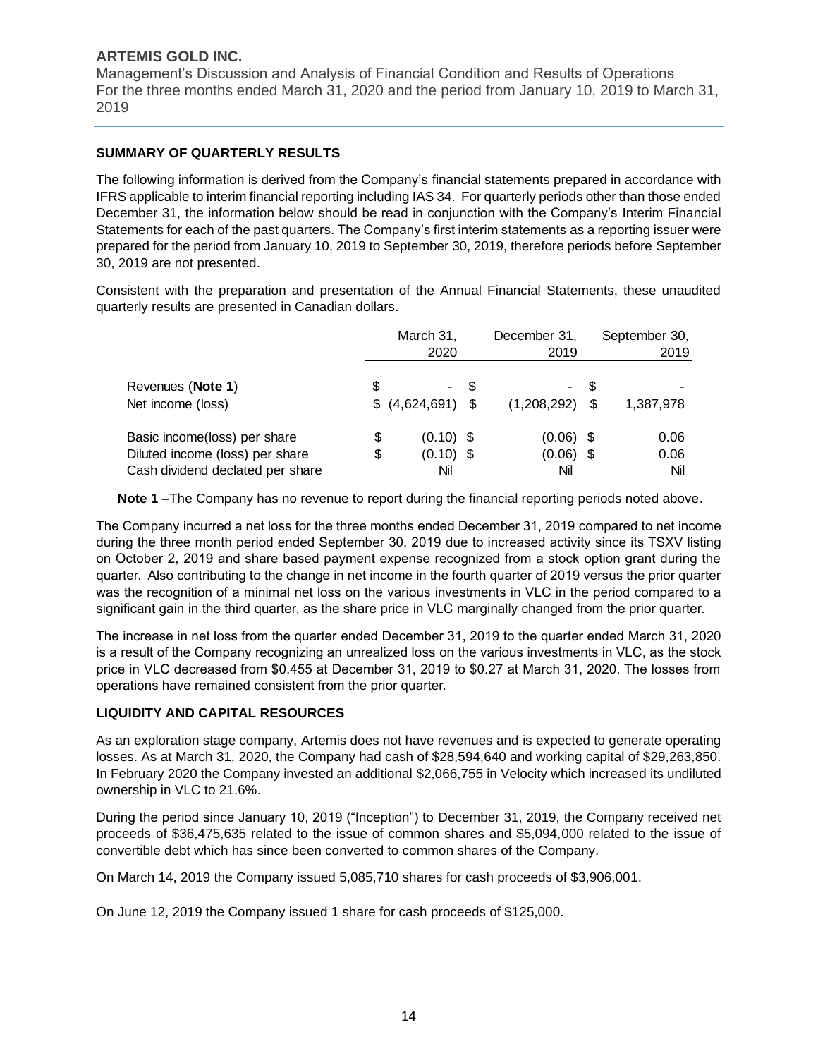## SUMMARY OF QUARTERLY RESULTS

The following information is derived from the Company's financial statements prepared in accordance with IFRS applicable to interim financial reporting including IAS 34. For quarterly periods other than those ended December 31, the information below should be read in conjunction with the Company's Interim Financial Statements for each of the past quarters. The Company's first interim statements as a reporting issuer were prepared for the period from January 10, 2019 to September 30, 2019, therefore periods before September 30, 2019 are not presented.

Consistent with the preparation and presentation of the Annual Financial Statements, these unaudited quarterly results are presented in Canadian dollars.

| | March 31, 2020 | December 31, 2019 | September 30, 2019 |
|---|---|---|---|
| Revenues (**Note 1**) | $ - | $ - | $ - |
| Net income (loss) | $ (4,624,691) | $ (1,208,292) | $ 1,387,978 |
| Basic income(loss) per share | $ (0.10) | $ (0.06) | $ 0.06 |
| Diluted income (loss) per share | $ (0.10) | $ (0.06) | $ 0.06 |
| Cash dividend declated per share | Nil | Nil | Nil |

**Note 1** –The Company has no revenue to report during the financial reporting periods noted above.

The Company incurred a net loss for the three months ended December 31, 2019 compared to net income during the three month period ended September 30, 2019 due to increased activity since its TSXV listing on October 2, 2019 and share based payment expense recognized from a stock option grant during the quarter. Also contributing to the change in net income in the fourth quarter of 2019 versus the prior quarter was the recognition of a minimal net loss on the various investments in VLC in the period compared to a significant gain in the third quarter, as the share price in VLC marginally changed from the prior quarter.

The increase in net loss from the quarter ended December 31, 2019 to the quarter ended March 31, 2020 is a result of the Company recognizing an unrealized loss on the various investments in VLC, as the stock price in VLC decreased from $0.455 at December 31, 2019 to $0.27 at March 31, 2020. The losses from operations have remained consistent from the prior quarter.

## LIQUIDITY AND CAPITAL RESOURCES

As an exploration stage company, Artemis does not have revenues and is expected to generate operating losses. As at March 31, 2020, the Company had cash of $28,594,640 and working capital of $29,263,850. In February 2020 the Company invested an additional $2,066,755 in Velocity which increased its undiluted ownership in VLC to 21.6%.

During the period since January 10, 2019 ("Inception") to December 31, 2019, the Company received net proceeds of $36,475,635 related to the issue of common shares and $5,094,000 related to the issue of convertible debt which has since been converted to common shares of the Company.

On March 14, 2019 the Company issued 5,085,710 shares for cash proceeds of $3,906,001.

On June 12, 2019 the Company issued 1 share for cash proceeds of $125,000.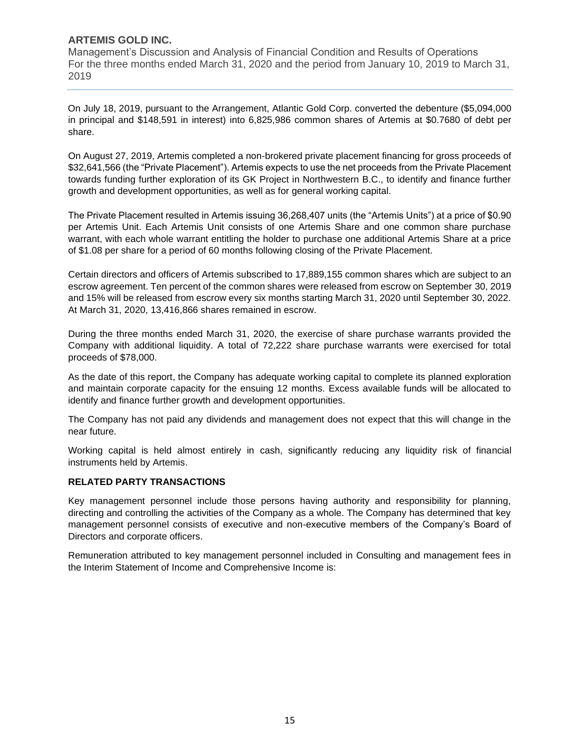On July 18, 2019, pursuant to the Arrangement, Atlantic Gold Corp. converted the debenture ($5,094,000 in principal and $148,591 in interest) into 6,825,986 common shares of Artemis at $0.7680 of debt per share.

On August 27, 2019, Artemis completed a non-brokered private placement financing for gross proceeds of $32,641,566 (the "Private Placement"). Artemis expects to use the net proceeds from the Private Placement towards funding further exploration of its GK Project in Northwestern B.C., to identify and finance further growth and development opportunities, as well as for general working capital.

The Private Placement resulted in Artemis issuing 36,268,407 units (the "Artemis Units") at a price of $0.90 per Artemis Unit. Each Artemis Unit consists of one Artemis Share and one common share purchase warrant, with each whole warrant entitling the holder to purchase one additional Artemis Share at a price of $1.08 per share for a period of 60 months following closing of the Private Placement.

Certain directors and officers of Artemis subscribed to 17,889,155 common shares which are subject to an escrow agreement. Ten percent of the common shares were released from escrow on September 30, 2019 and 15% will be released from escrow every six months starting March 31, 2020 until September 30, 2022. At March 31, 2020, 13,416,866 shares remained in escrow.

During the three months ended March 31, 2020, the exercise of share purchase warrants provided the Company with additional liquidity. A total of 72,222 share purchase warrants were exercised for total proceeds of $78,000.

As the date of this report, the Company has adequate working capital to complete its planned exploration and maintain corporate capacity for the ensuing 12 months. Excess available funds will be allocated to identify and finance further growth and development opportunities.

The Company has not paid any dividends and management does not expect that this will change in the near future.

Working capital is held almost entirely in cash, significantly reducing any liquidity risk of financial instruments held by Artemis.

## RELATED PARTY TRANSACTIONS

Key management personnel include those persons having authority and responsibility for planning, directing and controlling the activities of the Company as a whole. The Company has determined that key management personnel consists of executive and non-executive members of the Company's Board of Directors and corporate officers.

Remuneration attributed to key management personnel included in Consulting and management fees in the Interim Statement of Income and Comprehensive Income is: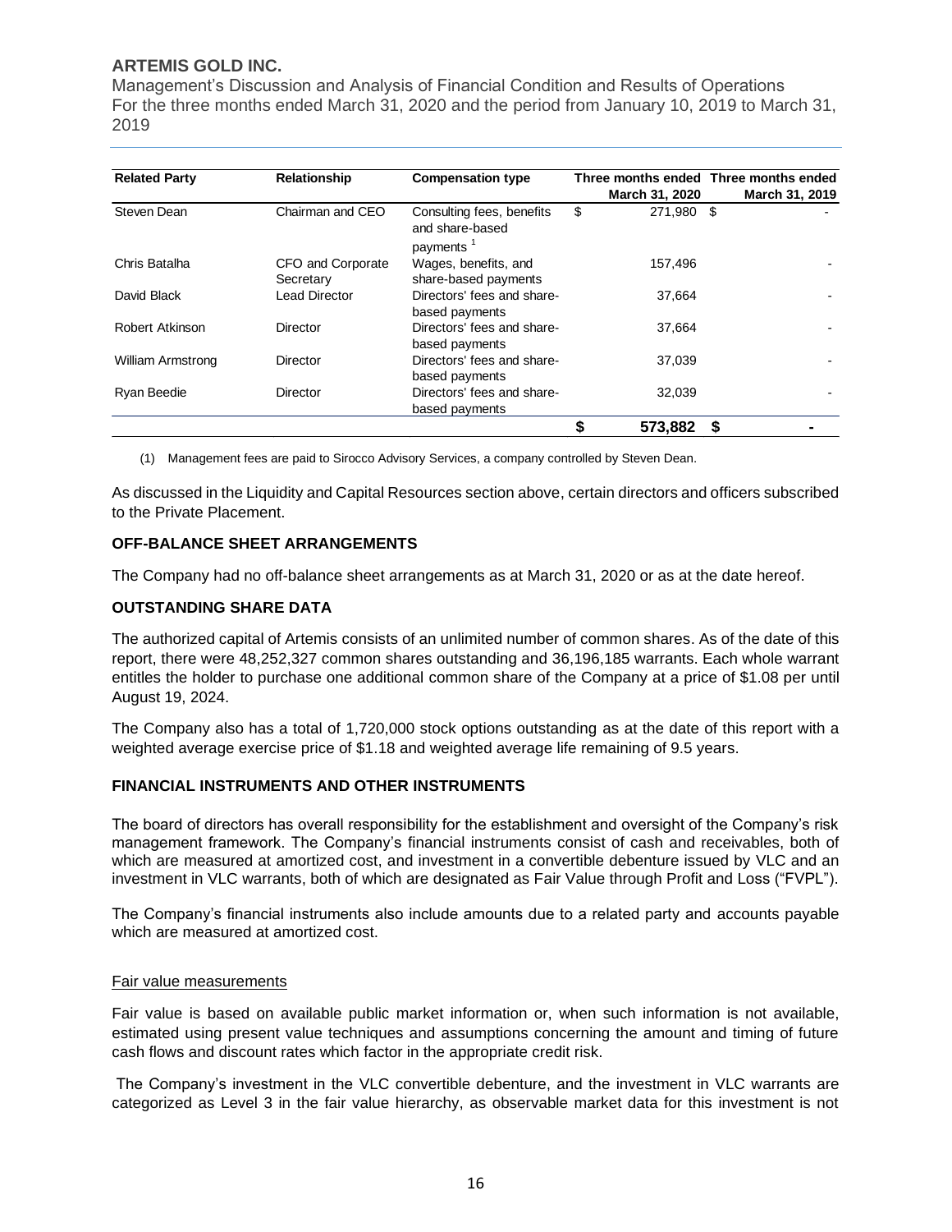| Related Party | Relationship | Compensation type | Three months ended March 31, 2020 | Three months ended March 31, 2019 |
|---|---|---|---|---|
| Steven Dean | Chairman and CEO | Consulting fees, benefits and share-based payments [1] | $ 271,980 | $ - |
| Chris Batalha | CFO and Corporate Secretary | Wages, benefits, and share-based payments | 157,496 | - |
| David Black | Lead Director | Directors' fees and share-based payments | 37,664 | - |
| Robert Atkinson | Director | Directors' fees and share-based payments | 37,664 | - |
| William Armstrong | Director | Directors' fees and share-based payments | 37,039 | - |
| Ryan Beedie | Director | Directors' fees and share-based payments | 32,039 | - |
| | | | **$ 573,882** | **$ -** |

(1) Management fees are paid to Sirocco Advisory Services, a company controlled by Steven Dean.

As discussed in the Liquidity and Capital Resources section above, certain directors and officers subscribed to the Private Placement.

### OFF-BALANCE SHEET ARRANGEMENTS

The Company had no off-balance sheet arrangements as at March 31, 2020 or as at the date hereof.

### OUTSTANDING SHARE DATA

The authorized capital of Artemis consists of an unlimited number of common shares. As of the date of this report, there were 48,252,327 common shares outstanding and 36,196,185 warrants. Each whole warrant entitles the holder to purchase one additional common share of the Company at a price of $1.08 per until August 19, 2024.

The Company also has a total of 1,720,000 stock options outstanding as at the date of this report with a weighted average exercise price of $1.18 and weighted average life remaining of 9.5 years.

### FINANCIAL INSTRUMENTS AND OTHER INSTRUMENTS

The board of directors has overall responsibility for the establishment and oversight of the Company's risk management framework. The Company's financial instruments consist of cash and receivables, both of which are measured at amortized cost, and investment in a convertible debenture issued by VLC and an investment in VLC warrants, both of which are designated as Fair Value through Profit and Loss ("FVPL").

The Company's financial instruments also include amounts due to a related party and accounts payable which are measured at amortized cost.

#### Fair value measurements

Fair value is based on available public market information or, when such information is not available, estimated using present value techniques and assumptions concerning the amount and timing of future cash flows and discount rates which factor in the appropriate credit risk.

The Company's investment in the VLC convertible debenture, and the investment in VLC warrants are categorized as Level 3 in the fair value hierarchy, as observable market data for this investment is not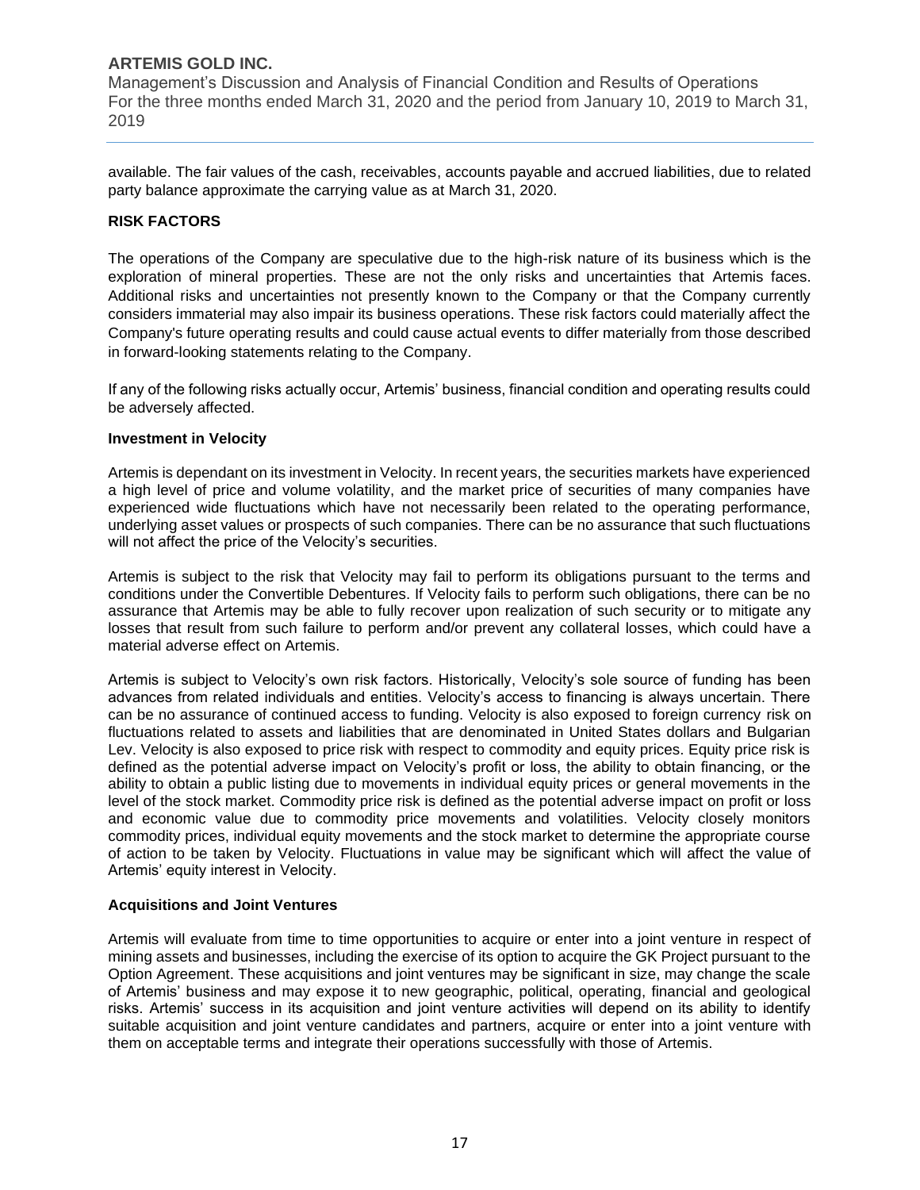available. The fair values of the cash, receivables, accounts payable and accrued liabilities, due to related party balance approximate the carrying value as at March 31, 2020.

## RISK FACTORS

The operations of the Company are speculative due to the high-risk nature of its business which is the exploration of mineral properties. These are not the only risks and uncertainties that Artemis faces. Additional risks and uncertainties not presently known to the Company or that the Company currently considers immaterial may also impair its business operations. These risk factors could materially affect the Company's future operating results and could cause actual events to differ materially from those described in forward-looking statements relating to the Company.

If any of the following risks actually occur, Artemis' business, financial condition and operating results could be adversely affected.

### Investment in Velocity

Artemis is dependant on its investment in Velocity. In recent years, the securities markets have experienced a high level of price and volume volatility, and the market price of securities of many companies have experienced wide fluctuations which have not necessarily been related to the operating performance, underlying asset values or prospects of such companies. There can be no assurance that such fluctuations will not affect the price of the Velocity's securities.

Artemis is subject to the risk that Velocity may fail to perform its obligations pursuant to the terms and conditions under the Convertible Debentures. If Velocity fails to perform such obligations, there can be no assurance that Artemis may be able to fully recover upon realization of such security or to mitigate any losses that result from such failure to perform and/or prevent any collateral losses, which could have a material adverse effect on Artemis.

Artemis is subject to Velocity's own risk factors. Historically, Velocity's sole source of funding has been advances from related individuals and entities. Velocity's access to financing is always uncertain. There can be no assurance of continued access to funding. Velocity is also exposed to foreign currency risk on fluctuations related to assets and liabilities that are denominated in United States dollars and Bulgarian Lev. Velocity is also exposed to price risk with respect to commodity and equity prices. Equity price risk is defined as the potential adverse impact on Velocity's profit or loss, the ability to obtain financing, or the ability to obtain a public listing due to movements in individual equity prices or general movements in the level of the stock market. Commodity price risk is defined as the potential adverse impact on profit or loss and economic value due to commodity price movements and volatilities. Velocity closely monitors commodity prices, individual equity movements and the stock market to determine the appropriate course of action to be taken by Velocity. Fluctuations in value may be significant which will affect the value of Artemis' equity interest in Velocity.

### Acquisitions and Joint Ventures

Artemis will evaluate from time to time opportunities to acquire or enter into a joint venture in respect of mining assets and businesses, including the exercise of its option to acquire the GK Project pursuant to the Option Agreement. These acquisitions and joint ventures may be significant in size, may change the scale of Artemis' business and may expose it to new geographic, political, operating, financial and geological risks. Artemis' success in its acquisition and joint venture activities will depend on its ability to identify suitable acquisition and joint venture candidates and partners, acquire or enter into a joint venture with them on acceptable terms and integrate their operations successfully with those of Artemis.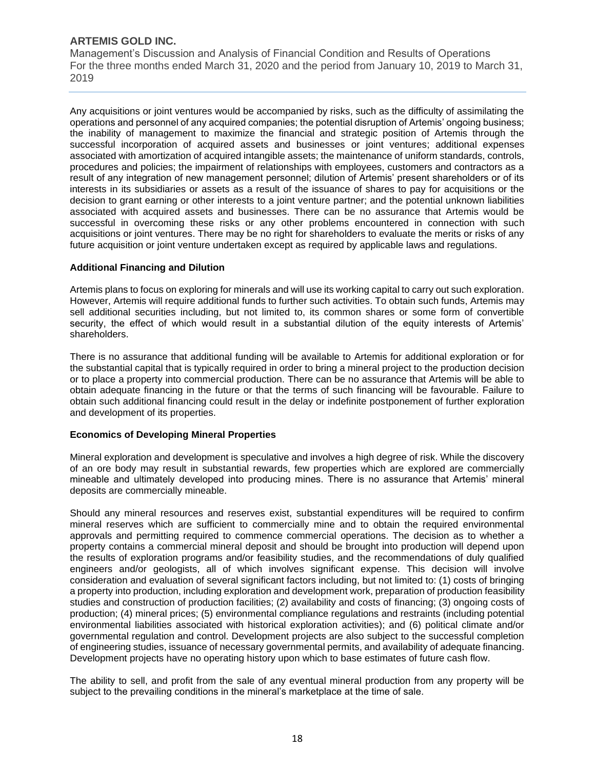Any acquisitions or joint ventures would be accompanied by risks, such as the difficulty of assimilating the operations and personnel of any acquired companies; the potential disruption of Artemis' ongoing business; the inability of management to maximize the financial and strategic position of Artemis through the successful incorporation of acquired assets and businesses or joint ventures; additional expenses associated with amortization of acquired intangible assets; the maintenance of uniform standards, controls, procedures and policies; the impairment of relationships with employees, customers and contractors as a result of any integration of new management personnel; dilution of Artemis' present shareholders or of its interests in its subsidiaries or assets as a result of the issuance of shares to pay for acquisitions or the decision to grant earning or other interests to a joint venture partner; and the potential unknown liabilities associated with acquired assets and businesses. There can be no assurance that Artemis would be successful in overcoming these risks or any other problems encountered in connection with such acquisitions or joint ventures. There may be no right for shareholders to evaluate the merits or risks of any future acquisition or joint venture undertaken except as required by applicable laws and regulations.

**Additional Financing and Dilution**

Artemis plans to focus on exploring for minerals and will use its working capital to carry out such exploration. However, Artemis will require additional funds to further such activities. To obtain such funds, Artemis may sell additional securities including, but not limited to, its common shares or some form of convertible security, the effect of which would result in a substantial dilution of the equity interests of Artemis' shareholders.

There is no assurance that additional funding will be available to Artemis for additional exploration or for the substantial capital that is typically required in order to bring a mineral project to the production decision or to place a property into commercial production. There can be no assurance that Artemis will be able to obtain adequate financing in the future or that the terms of such financing will be favourable. Failure to obtain such additional financing could result in the delay or indefinite postponement of further exploration and development of its properties.

**Economics of Developing Mineral Properties**

Mineral exploration and development is speculative and involves a high degree of risk. While the discovery of an ore body may result in substantial rewards, few properties which are explored are commercially mineable and ultimately developed into producing mines. There is no assurance that Artemis' mineral deposits are commercially mineable.

Should any mineral resources and reserves exist, substantial expenditures will be required to confirm mineral reserves which are sufficient to commercially mine and to obtain the required environmental approvals and permitting required to commence commercial operations. The decision as to whether a property contains a commercial mineral deposit and should be brought into production will depend upon the results of exploration programs and/or feasibility studies, and the recommendations of duly qualified engineers and/or geologists, all of which involves significant expense. This decision will involve consideration and evaluation of several significant factors including, but not limited to: (1) costs of bringing a property into production, including exploration and development work, preparation of production feasibility studies and construction of production facilities; (2) availability and costs of financing; (3) ongoing costs of production; (4) mineral prices; (5) environmental compliance regulations and restraints (including potential environmental liabilities associated with historical exploration activities); and (6) political climate and/or governmental regulation and control. Development projects are also subject to the successful completion of engineering studies, issuance of necessary governmental permits, and availability of adequate financing. Development projects have no operating history upon which to base estimates of future cash flow.

The ability to sell, and profit from the sale of any eventual mineral production from any property will be subject to the prevailing conditions in the mineral's marketplace at the time of sale.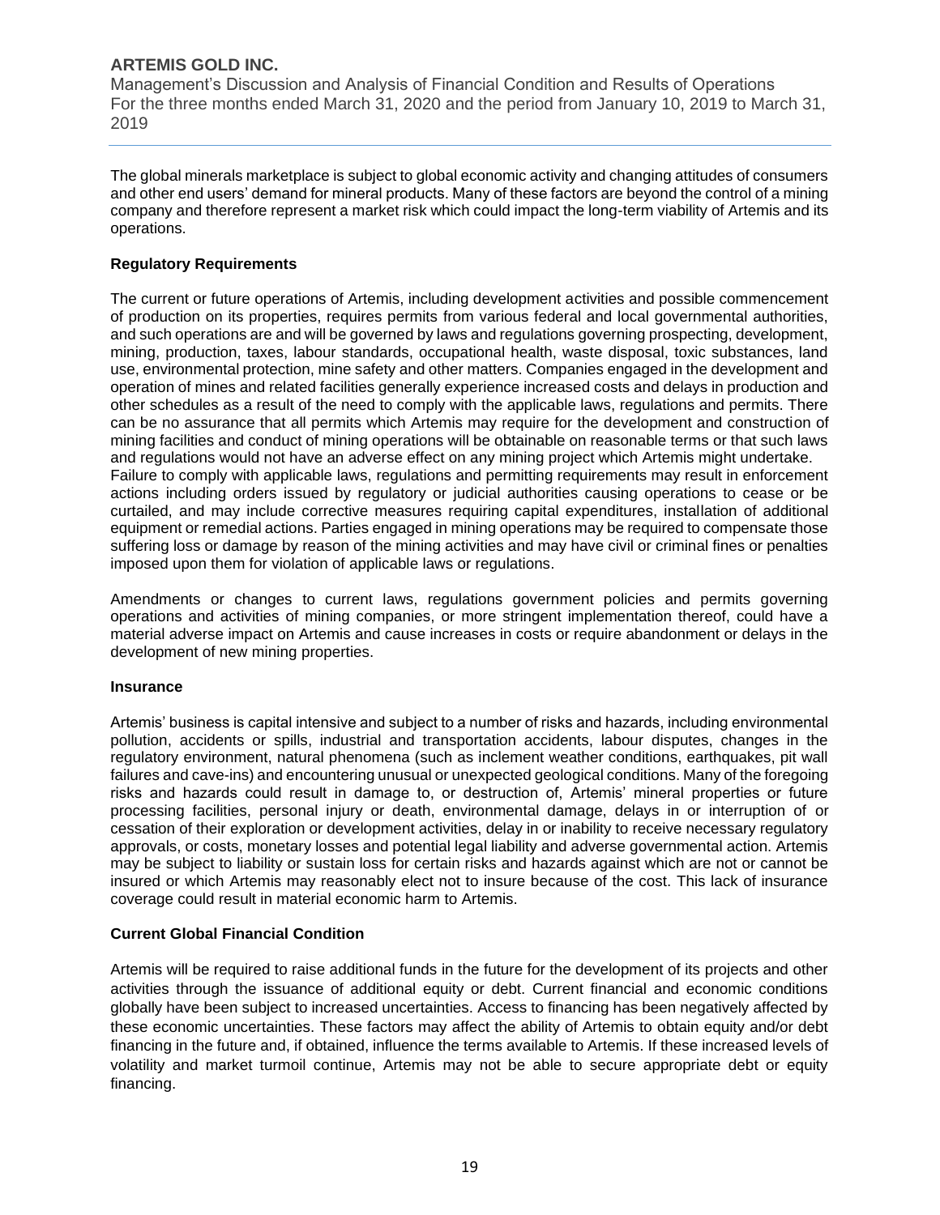The global minerals marketplace is subject to global economic activity and changing attitudes of consumers and other end users' demand for mineral products. Many of these factors are beyond the control of a mining company and therefore represent a market risk which could impact the long-term viability of Artemis and its operations.

**Regulatory Requirements**

The current or future operations of Artemis, including development activities and possible commencement of production on its properties, requires permits from various federal and local governmental authorities, and such operations are and will be governed by laws and regulations governing prospecting, development, mining, production, taxes, labour standards, occupational health, waste disposal, toxic substances, land use, environmental protection, mine safety and other matters. Companies engaged in the development and operation of mines and related facilities generally experience increased costs and delays in production and other schedules as a result of the need to comply with the applicable laws, regulations and permits. There can be no assurance that all permits which Artemis may require for the development and construction of mining facilities and conduct of mining operations will be obtainable on reasonable terms or that such laws and regulations would not have an adverse effect on any mining project which Artemis might undertake. Failure to comply with applicable laws, regulations and permitting requirements may result in enforcement actions including orders issued by regulatory or judicial authorities causing operations to cease or be curtailed, and may include corrective measures requiring capital expenditures, installation of additional equipment or remedial actions. Parties engaged in mining operations may be required to compensate those suffering loss or damage by reason of the mining activities and may have civil or criminal fines or penalties imposed upon them for violation of applicable laws or regulations.

Amendments or changes to current laws, regulations government policies and permits governing operations and activities of mining companies, or more stringent implementation thereof, could have a material adverse impact on Artemis and cause increases in costs or require abandonment or delays in the development of new mining properties.

**Insurance**

Artemis' business is capital intensive and subject to a number of risks and hazards, including environmental pollution, accidents or spills, industrial and transportation accidents, labour disputes, changes in the regulatory environment, natural phenomena (such as inclement weather conditions, earthquakes, pit wall failures and cave-ins) and encountering unusual or unexpected geological conditions. Many of the foregoing risks and hazards could result in damage to, or destruction of, Artemis' mineral properties or future processing facilities, personal injury or death, environmental damage, delays in or interruption of or cessation of their exploration or development activities, delay in or inability to receive necessary regulatory approvals, or costs, monetary losses and potential legal liability and adverse governmental action. Artemis may be subject to liability or sustain loss for certain risks and hazards against which are not or cannot be insured or which Artemis may reasonably elect not to insure because of the cost. This lack of insurance coverage could result in material economic harm to Artemis.

**Current Global Financial Condition**

Artemis will be required to raise additional funds in the future for the development of its projects and other activities through the issuance of additional equity or debt. Current financial and economic conditions globally have been subject to increased uncertainties. Access to financing has been negatively affected by these economic uncertainties. These factors may affect the ability of Artemis to obtain equity and/or debt financing in the future and, if obtained, influence the terms available to Artemis. If these increased levels of volatility and market turmoil continue, Artemis may not be able to secure appropriate debt or equity financing.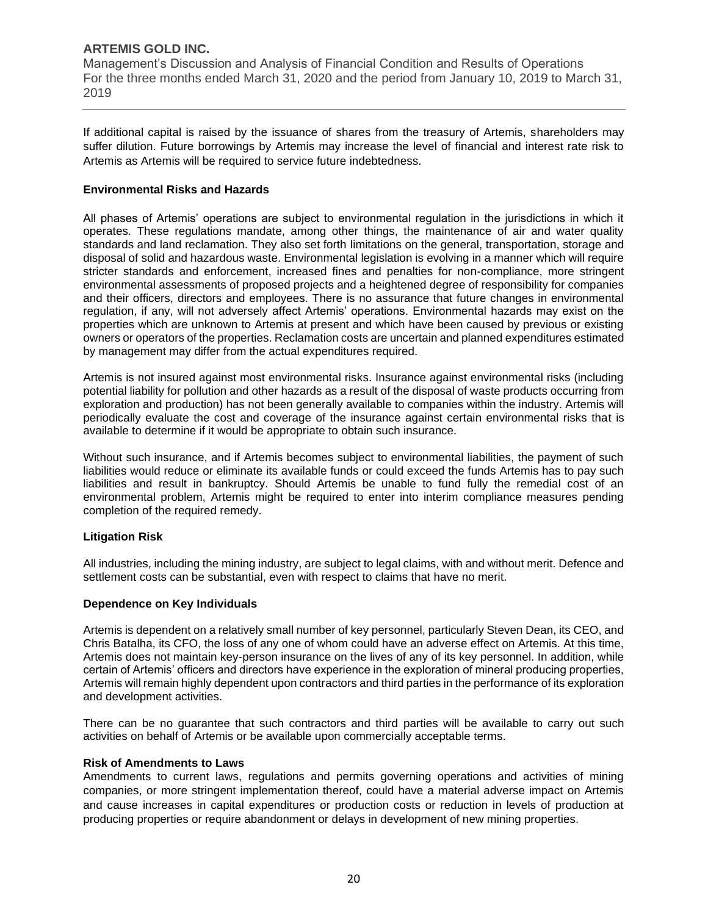If additional capital is raised by the issuance of shares from the treasury of Artemis, shareholders may suffer dilution. Future borrowings by Artemis may increase the level of financial and interest rate risk to Artemis as Artemis will be required to service future indebtedness.

**Environmental Risks and Hazards**

All phases of Artemis' operations are subject to environmental regulation in the jurisdictions in which it operates. These regulations mandate, among other things, the maintenance of air and water quality standards and land reclamation. They also set forth limitations on the general, transportation, storage and disposal of solid and hazardous waste. Environmental legislation is evolving in a manner which will require stricter standards and enforcement, increased fines and penalties for non-compliance, more stringent environmental assessments of proposed projects and a heightened degree of responsibility for companies and their officers, directors and employees. There is no assurance that future changes in environmental regulation, if any, will not adversely affect Artemis' operations. Environmental hazards may exist on the properties which are unknown to Artemis at present and which have been caused by previous or existing owners or operators of the properties. Reclamation costs are uncertain and planned expenditures estimated by management may differ from the actual expenditures required.

Artemis is not insured against most environmental risks. Insurance against environmental risks (including potential liability for pollution and other hazards as a result of the disposal of waste products occurring from exploration and production) has not been generally available to companies within the industry. Artemis will periodically evaluate the cost and coverage of the insurance against certain environmental risks that is available to determine if it would be appropriate to obtain such insurance.

Without such insurance, and if Artemis becomes subject to environmental liabilities, the payment of such liabilities would reduce or eliminate its available funds or could exceed the funds Artemis has to pay such liabilities and result in bankruptcy. Should Artemis be unable to fund fully the remedial cost of an environmental problem, Artemis might be required to enter into interim compliance measures pending completion of the required remedy.

**Litigation Risk**

All industries, including the mining industry, are subject to legal claims, with and without merit. Defence and settlement costs can be substantial, even with respect to claims that have no merit.

**Dependence on Key Individuals**

Artemis is dependent on a relatively small number of key personnel, particularly Steven Dean, its CEO, and Chris Batalha, its CFO, the loss of any one of whom could have an adverse effect on Artemis. At this time, Artemis does not maintain key-person insurance on the lives of any of its key personnel. In addition, while certain of Artemis' officers and directors have experience in the exploration of mineral producing properties, Artemis will remain highly dependent upon contractors and third parties in the performance of its exploration and development activities.

There can be no guarantee that such contractors and third parties will be available to carry out such activities on behalf of Artemis or be available upon commercially acceptable terms.

**Risk of Amendments to Laws**

Amendments to current laws, regulations and permits governing operations and activities of mining companies, or more stringent implementation thereof, could have a material adverse impact on Artemis and cause increases in capital expenditures or production costs or reduction in levels of production at producing properties or require abandonment or delays in development of new mining properties.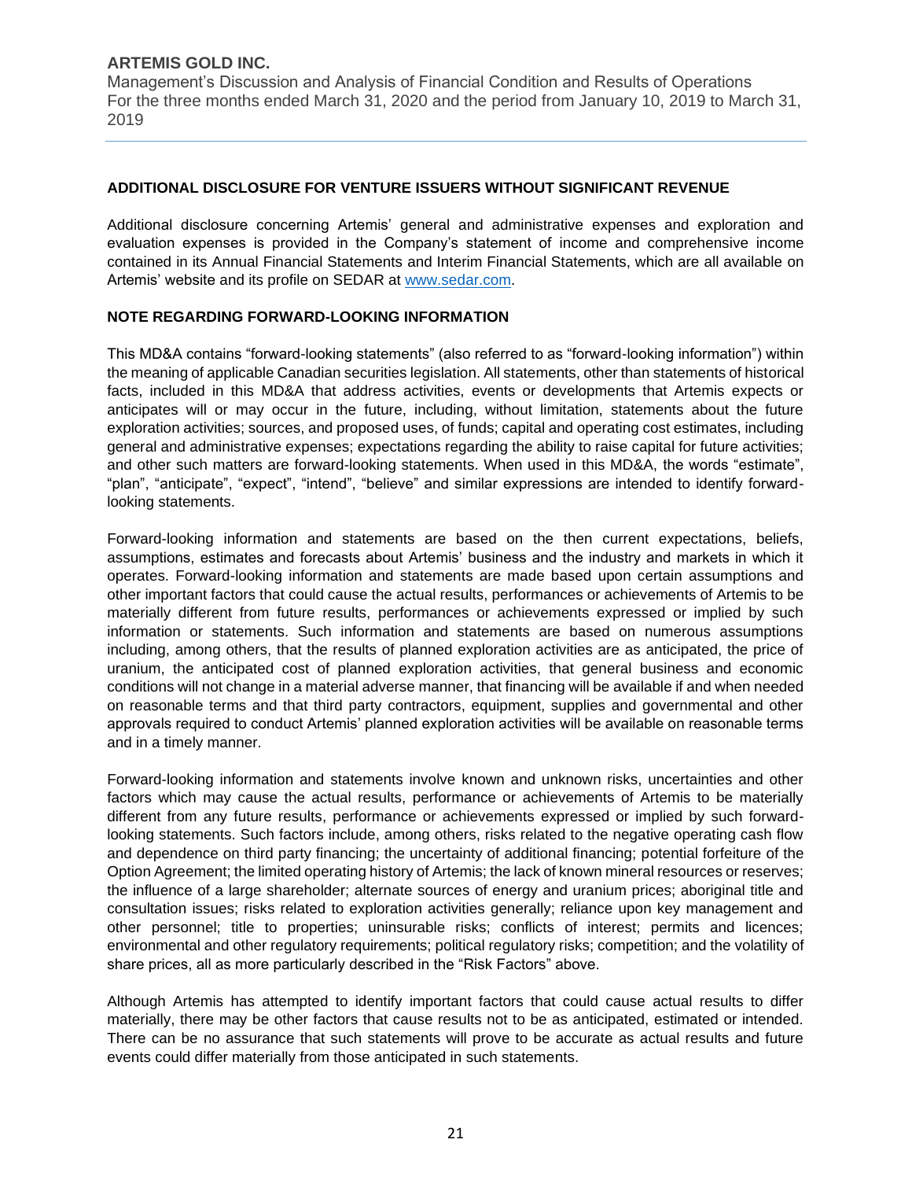## ADDITIONAL DISCLOSURE FOR VENTURE ISSUERS WITHOUT SIGNIFICANT REVENUE

Additional disclosure concerning Artemis' general and administrative expenses and exploration and evaluation expenses is provided in the Company's statement of income and comprehensive income contained in its Annual Financial Statements and Interim Financial Statements, which are all available on Artemis' website and its profile on SEDAR at www.sedar.com.

## NOTE REGARDING FORWARD-LOOKING INFORMATION

This MD&A contains "forward-looking statements" (also referred to as "forward-looking information") within the meaning of applicable Canadian securities legislation. All statements, other than statements of historical facts, included in this MD&A that address activities, events or developments that Artemis expects or anticipates will or may occur in the future, including, without limitation, statements about the future exploration activities; sources, and proposed uses, of funds; capital and operating cost estimates, including general and administrative expenses; expectations regarding the ability to raise capital for future activities; and other such matters are forward-looking statements. When used in this MD&A, the words "estimate", "plan", "anticipate", "expect", "intend", "believe" and similar expressions are intended to identify forward-looking statements.

Forward-looking information and statements are based on the then current expectations, beliefs, assumptions, estimates and forecasts about Artemis' business and the industry and markets in which it operates. Forward-looking information and statements are made based upon certain assumptions and other important factors that could cause the actual results, performances or achievements of Artemis to be materially different from future results, performances or achievements expressed or implied by such information or statements. Such information and statements are based on numerous assumptions including, among others, that the results of planned exploration activities are as anticipated, the price of uranium, the anticipated cost of planned exploration activities, that general business and economic conditions will not change in a material adverse manner, that financing will be available if and when needed on reasonable terms and that third party contractors, equipment, supplies and governmental and other approvals required to conduct Artemis' planned exploration activities will be available on reasonable terms and in a timely manner.

Forward-looking information and statements involve known and unknown risks, uncertainties and other factors which may cause the actual results, performance or achievements of Artemis to be materially different from any future results, performance or achievements expressed or implied by such forward-looking statements. Such factors include, among others, risks related to the negative operating cash flow and dependence on third party financing; the uncertainty of additional financing; potential forfeiture of the Option Agreement; the limited operating history of Artemis; the lack of known mineral resources or reserves; the influence of a large shareholder; alternate sources of energy and uranium prices; aboriginal title and consultation issues; risks related to exploration activities generally; reliance upon key management and other personnel; title to properties; uninsurable risks; conflicts of interest; permits and licences; environmental and other regulatory requirements; political regulatory risks; competition; and the volatility of share prices, all as more particularly described in the "Risk Factors" above.

Although Artemis has attempted to identify important factors that could cause actual results to differ materially, there may be other factors that cause results not to be as anticipated, estimated or intended. There can be no assurance that such statements will prove to be accurate as actual results and future events could differ materially from those anticipated in such statements.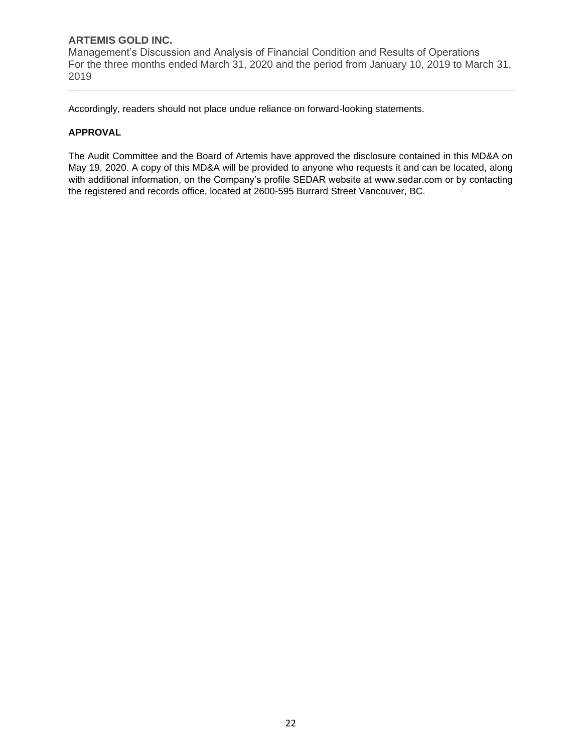Accordingly, readers should not place undue reliance on forward-looking statements.

## APPROVAL

The Audit Committee and the Board of Artemis have approved the disclosure contained in this MD&A on May 19, 2020. A copy of this MD&A will be provided to anyone who requests it and can be located, along with additional information, on the Company's profile SEDAR website at www.sedar.com or by contacting the registered and records office, located at 2600-595 Burrard Street Vancouver, BC.